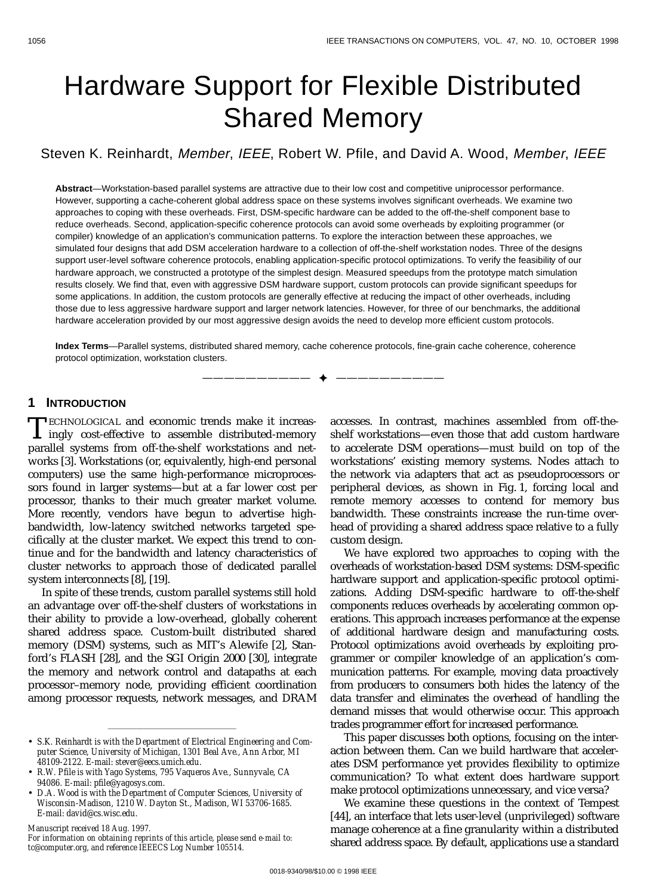# Hardware Support for Flexible Distributed Shared Memory

Steven K. Reinhardt, *Member*, *IEEE*, Robert W. Pfile, and David A. Wood, *Member*, *IEEE*

**Abstract**—Workstation-based parallel systems are attractive due to their low cost and competitive uniprocessor performance. However, supporting a cache-coherent global address space on these systems involves significant overheads. We examine two approaches to coping with these overheads. First, DSM-specific hardware can be added to the off-the-shelf component base to reduce overheads. Second, application-specific coherence protocols can avoid some overheads by exploiting programmer (or compiler) knowledge of an application's communication patterns. To explore the interaction between these approaches, we simulated four designs that add DSM acceleration hardware to a collection of off-the-shelf workstation nodes. Three of the designs support user-level software coherence protocols, enabling application-specific protocol optimizations. To verify the feasibility of our hardware approach, we constructed a prototype of the simplest design. Measured speedups from the prototype match simulation results closely. We find that, even with aggressive DSM hardware support, custom protocols can provide significant speedups for some applications. In addition, the custom protocols are generally effective at reducing the impact of other overheads, including those due to less aggressive hardware support and larger network latencies. However, for three of our benchmarks, the additional hardware acceleration provided by our most aggressive design avoids the need to develop more efficient custom protocols.

**Index Terms**—Parallel systems, distributed shared memory, cache coherence protocols, fine-grain cache coherence, coherence protocol optimization, workstation clusters.

---

## 1 Introduction

Technological and economic trends make it increasingly cost-effective to assemble distributed-memory parallel systems from off-the-shelf workstations and networks [3]. Workstations (or, equivalently, high-end personal computers) use the same high-performance microprocessors found in larger systems—but at a far lower cost per processor, thanks to their much greater market volume. More recently, vendors have begun to advertise high-bandwidth, low-latency switched networks targeted specifically at the cluster market. We expect this trend to continue and for the bandwidth and latency characteristics of cluster networks to approach those of dedicated parallel system interconnects [8], [19].

In spite of these trends, custom parallel systems still hold an advantage over off-the-shelf clusters of workstations in their ability to provide a low-overhead, globally coherent shared address space. Custom-built distributed shared memory (DSM) systems, such as MIT's Alewife [2], Stanford's FLASH [28], and the SGI Origin 2000 [30], integrate the memory and network control and datapaths at each processor–memory node, providing efficient coordination among processor requests, network messages, and DRAM accesses. In contrast, machines assembled from off-the-shelf workstations—even those that add custom hardware to accelerate DSM operations—must build on top of the workstations' existing memory systems. Nodes attach to the network via adapters that act as pseudoprocessors or peripheral devices, as shown in Fig. 1, forcing local and remote memory accesses to contend for memory bus bandwidth. These constraints increase the run-time overhead of providing a shared address space relative to a fully custom design.

We have explored two approaches to coping with the overheads of workstation-based DSM systems: DSM-specific hardware support and application-specific protocol optimizations. Adding DSM-specific hardware to off-the-shelf components reduces overheads by accelerating common operations. This approach increases performance at the expense of additional hardware design and manufacturing costs. Protocol optimizations avoid overheads by exploiting programmer or compiler knowledge of an application's communication patterns. For example, moving data proactively from producers to consumers both hides the latency of the data transfer and eliminates the overhead of handling the demand misses that would otherwise occur. This approach trades programmer effort for increased performance.

This paper discusses both options, focusing on the interaction between them. Can we build hardware that accelerates DSM performance yet provides flexibility to optimize communication? To what extent does hardware support make protocol optimizations unnecessary, and vice versa?

We examine these questions in the context of Tempest [44], an interface that lets user-level (unprivileged) software manage coherence at a fine granularity within a distributed shared address space. By default, applications use a standard

---

- *S.K. Reinhardt is with the Department of Electrical Engineering and Computer Science, University of Michigan, 1301 Beal Ave., Ann Arbor, MI 48109-2122. E-mail: stever@eecs.umich.edu.*
- *R.W. Pfile is with Yago Systems, 795 Vaqueros Ave., Sunnyvale, CA 94086. E-mail: pfile@yagosys.com.*
- *D.A. Wood is with the Department of Computer Sciences, University of Wisconsin-Madison, 1210 W. Dayton St., Madison, WI 53706-1685. E-mail: david@cs.wisc.edu.*

*Manuscript received 18 Aug. 1997.*
For information on obtaining reprints of this article, please send e-mail to: tc@computer.org, and reference IEEECS Log Number 105514.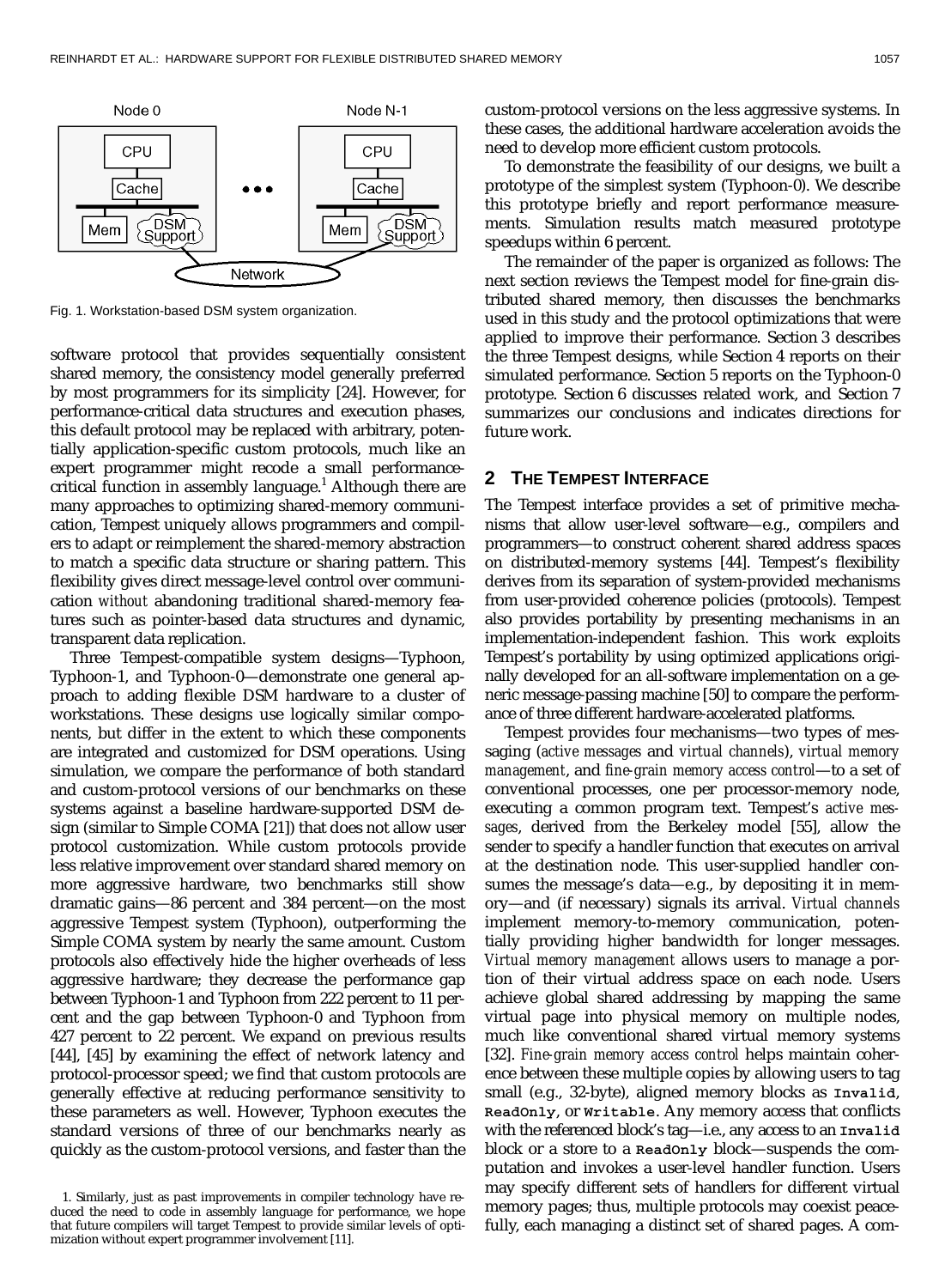Fig. 1. Workstation-based DSM system organization.

software protocol that provides sequentially consistent shared memory, the consistency model generally preferred by most programmers for its simplicity [24]. However, for performance-critical data structures and execution phases, this default protocol may be replaced with arbitrary, potentially application-specific custom protocols, much like an expert programmer might recode a small performance-critical function in assembly language.[1] Although there are many approaches to optimizing shared-memory communication, Tempest uniquely allows programmers and compilers to adapt or reimplement the shared-memory abstraction to match a specific data structure or sharing pattern. This flexibility gives direct message-level control over communication *without* abandoning traditional shared-memory features such as pointer-based data structures and dynamic, transparent data replication.

Three Tempest-compatible system designs—Typhoon, Typhoon-1, and Typhoon-0—demonstrate one general approach to adding flexible DSM hardware to a cluster of workstations. These designs use logically similar components, but differ in the extent to which these components are integrated and customized for DSM operations. Using simulation, we compare the performance of both standard and custom-protocol versions of our benchmarks on these systems against a baseline hardware-supported DSM design (similar to Simple COMA [21]) that does not allow user protocol customization. While custom protocols provide less relative improvement over standard shared memory on more aggressive hardware, two benchmarks still show dramatic gains—86 percent and 384 percent—on the most aggressive Tempest system (Typhoon), outperforming the Simple COMA system by nearly the same amount. Custom protocols also effectively hide the higher overheads of less aggressive hardware; they decrease the performance gap between Typhoon-1 and Typhoon from 222 percent to 11 percent and the gap between Typhoon-0 and Typhoon from 427 percent to 22 percent. We expand on previous results [44], [45] by examining the effect of network latency and protocol-processor speed; we find that custom protocols are generally effective at reducing performance sensitivity to these parameters as well. However, Typhoon executes the standard versions of three of our benchmarks nearly as quickly as the custom-protocol versions, and faster than the custom-protocol versions on the less aggressive systems. In these cases, the additional hardware acceleration avoids the need to develop more efficient custom protocols.

To demonstrate the feasibility of our designs, we built a prototype of the simplest system (Typhoon-0). We describe this prototype briefly and report performance measurements. Simulation results match measured prototype speedups within 6 percent.

The remainder of the paper is organized as follows: The next section reviews the Tempest model for fine-grain distributed shared memory, then discusses the benchmarks used in this study and the protocol optimizations that were applied to improve their performance. Section 3 describes the three Tempest designs, while Section 4 reports on their simulated performance. Section 5 reports on the Typhoon-0 prototype. Section 6 discusses related work, and Section 7 summarizes our conclusions and indicates directions for future work.

## 2 The Tempest Interface

The Tempest interface provides a set of primitive mechanisms that allow user-level software—e.g., compilers and programmers—to construct coherent shared address spaces on distributed-memory systems [44]. Tempest's flexibility derives from its separation of system-provided mechanisms from user-provided coherence policies (protocols). Tempest also provides portability by presenting mechanisms in an implementation-independent fashion. This work exploits Tempest's portability by using optimized applications originally developed for an all-software implementation on a generic message-passing machine [50] to compare the performance of three different hardware-accelerated platforms.

Tempest provides four mechanisms—two types of messaging (*active messages* and *virtual channels*), *virtual memory management*, and *fine-grain memory access control*—to a set of conventional processes, one per processor-memory node, executing a common program text. Tempest's *active messages*, derived from the Berkeley model [55], allow the sender to specify a handler function that executes on arrival at the destination node. This user-supplied handler consumes the message's data—e.g., by depositing it in memory—and (if necessary) signals its arrival. *Virtual channels* implement memory-to-memory communication, potentially providing higher bandwidth for longer messages. *Virtual memory management* allows users to manage a portion of their virtual address space on each node. Users achieve global shared addressing by mapping the same virtual page into physical memory on multiple nodes, much like conventional shared virtual memory systems [32]. *Fine-grain memory access control* helps maintain coherence between these multiple copies by allowing users to tag small (e.g., 32-byte), aligned memory blocks as `Invalid`, `ReadOnly`, or `Writable`. Any memory access that conflicts with the referenced block's tag—i.e., any access to an `Invalid` block or a store to a `ReadOnly` block—suspends the computation and invokes a user-level handler function. Users may specify different sets of handlers for different virtual memory pages; thus, multiple protocols may coexist peacefully, each managing a distinct set of shared pages. A com-

1. Similarly, just as past improvements in compiler technology have reduced the need to code in assembly language for performance, we hope that future compilers will target Tempest to provide similar levels of optimization without expert programmer involvement [11].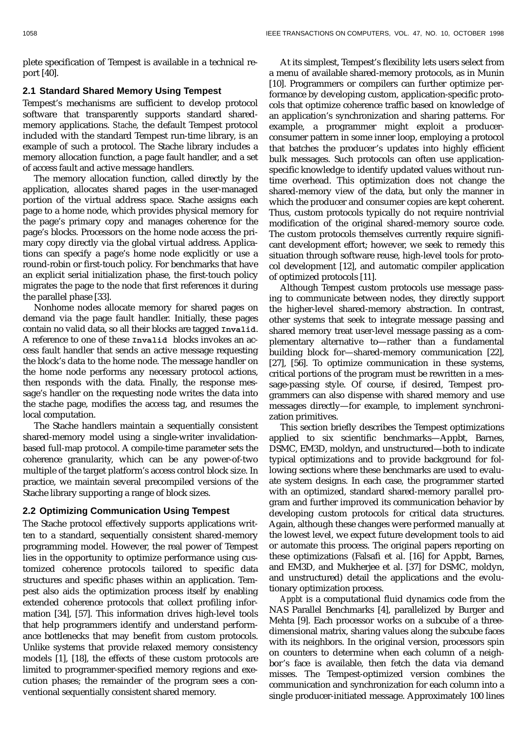plete specification of Tempest is available in a technical report [40].

### 2.1 Standard Shared Memory Using Tempest

Tempest's mechanisms are sufficient to develop protocol software that transparently supports standard shared-memory applications. *Stache*, the default Tempest protocol included with the standard Tempest run-time library, is an example of such a protocol. The Stache library includes a memory allocation function, a page fault handler, and a set of access fault and active message handlers.

The memory allocation function, called directly by the application, allocates shared pages in the user-managed portion of the virtual address space. Stache assigns each page to a home node, which provides physical memory for the page's primary copy and manages coherence for the page's blocks. Processors on the home node access the primary copy directly via the global virtual address. Applications can specify a page's home node explicitly or use a round-robin or first-touch policy. For benchmarks that have an explicit serial initialization phase, the first-touch policy migrates the page to the node that first references it during the parallel phase [33].

Nonhome nodes allocate memory for shared pages on demand via the page fault handler. Initially, these pages contain no valid data, so all their blocks are tagged `Invalid`. A reference to one of these `Invalid` blocks invokes an access fault handler that sends an active message requesting the block's data to the home node. The message handler on the home node performs any necessary protocol actions, then responds with the data. Finally, the response message's handler on the requesting node writes the data into the stache page, modifies the access tag, and resumes the local computation.

The Stache handlers maintain a sequentially consistent shared-memory model using a single-writer invalidation-based full-map protocol. A compile-time parameter sets the coherence granularity, which can be any power-of-two multiple of the target platform's access control block size. In practice, we maintain several precompiled versions of the Stache library supporting a range of block sizes.

### 2.2 Optimizing Communication Using Tempest

The Stache protocol effectively supports applications written to a standard, sequentially consistent shared-memory programming model. However, the real power of Tempest lies in the opportunity to optimize performance using customized coherence protocols tailored to specific data structures and specific phases within an application. Tempest also aids the optimization process itself by enabling extended coherence protocols that collect profiling information [34], [57]. This information drives high-level tools that help programmers identify and understand performance bottlenecks that may benefit from custom protocols. Unlike systems that provide relaxed memory consistency models [1], [18], the effects of these custom protocols are limited to programmer-specified memory regions and execution phases; the remainder of the program sees a conventional sequentially consistent shared memory.

At its simplest, Tempest's flexibility lets users select from a menu of available shared-memory protocols, as in Munin [10]. Programmers or compilers can further optimize performance by developing custom, application-specific protocols that optimize coherence traffic based on knowledge of an application's synchronization and sharing patterns. For example, a programmer might exploit a producer-consumer pattern in some inner loop, employing a protocol that batches the producer's updates into highly efficient bulk messages. Such protocols can often use application-specific knowledge to identify updated values without runtime overhead. This optimization does not change the shared-memory view of the data, but only the manner in which the producer and consumer copies are kept coherent. Thus, custom protocols typically do not require nontrivial modification of the original shared-memory source code. The custom protocols themselves currently require significant development effort; however, we seek to remedy this situation through software reuse, high-level tools for protocol development [12], and automatic compiler application of optimized protocols [11].

Although Tempest custom protocols use message passing to communicate between nodes, they directly support the higher-level shared-memory abstraction. In contrast, other systems that seek to integrate message passing and shared memory treat user-level message passing as a complementary alternative to—rather than a fundamental building block for—shared-memory communication [22], [27], [56]. To optimize communication in these systems, critical portions of the program must be rewritten in a message-passing style. Of course, if desired, Tempest programmers can also dispense with shared memory and use messages directly—for example, to implement synchronization primitives.

This section briefly describes the Tempest optimizations applied to six scientific benchmarks—Appbt, Barnes, DSMC, EM3D, moldyn, and unstructured—both to indicate typical optimizations and to provide background for following sections where these benchmarks are used to evaluate system designs. In each case, the programmer started with an optimized, standard shared-memory parallel program and further improved its communication behavior by developing custom protocols for critical data structures. Again, although these changes were performed manually at the lowest level, we expect future development tools to aid or automate this process. The original papers reporting on these optimizations (Falsafi et al. [16] for Appbt, Barnes, and EM3D, and Mukherjee et al. [37] for DSMC, moldyn, and unstructured) detail the applications and the evolutionary optimization process.

*Appbt* is a computational fluid dynamics code from the NAS Parallel Benchmarks [4], parallelized by Burger and Mehta [9]. Each processor works on a subcube of a three-dimensional matrix, sharing values along the subcube faces with its neighbors. In the original version, processors spin on counters to determine when each column of a neighbor's face is available, then fetch the data via demand misses. The Tempest-optimized version combines the communication and synchronization for each column into a single producer-initiated message. Approximately 100 lines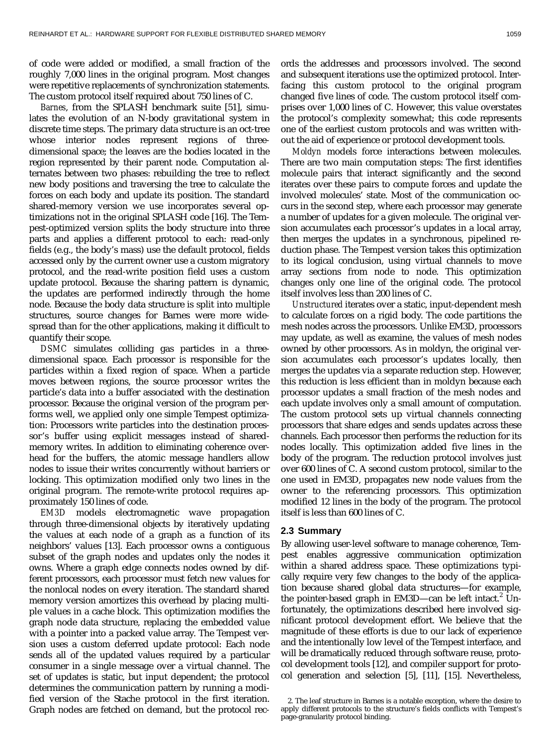of code were added or modified, a small fraction of the roughly 7,000 lines in the original program. Most changes were repetitive replacements of synchronization statements. The custom protocol itself required about 750 lines of C.

*Barnes*, from the SPLASH benchmark suite [51], simulates the evolution of an N-body gravitational system in discrete time steps. The primary data structure is an oct-tree whose interior nodes represent regions of three-dimensional space; the leaves are the bodies located in the region represented by their parent node. Computation alternates between two phases: rebuilding the tree to reflect new body positions and traversing the tree to calculate the forces on each body and update its position. The standard shared-memory version we use incorporates several optimizations not in the original SPLASH code [16]. The Tempest-optimized version splits the body structure into three parts and applies a different protocol to each: read-only fields (e.g., the body's mass) use the default protocol, fields accessed only by the current owner use a custom migratory protocol, and the read-write position field uses a custom update protocol. Because the sharing pattern is dynamic, the updates are performed indirectly through the home node. Because the body data structure is split into multiple structures, source changes for Barnes were more widespread than for the other applications, making it difficult to quantify their scope.

*DSMC* simulates colliding gas particles in a three-dimensional space. Each processor is responsible for the particles within a fixed region of space. When a particle moves between regions, the source processor writes the particle's data into a buffer associated with the destination processor. Because the original version of the program performs well, we applied only one simple Tempest optimization: Processors write particles into the destination processor's buffer using explicit messages instead of shared-memory writes. In addition to eliminating coherence overhead for the buffers, the atomic message handlers allow nodes to issue their writes concurrently without barriers or locking. This optimization modified only two lines in the original program. The remote-write protocol requires approximately 150 lines of code.

*EM3D* models electromagnetic wave propagation through three-dimensional objects by iteratively updating the values at each node of a graph as a function of its neighbors' values [13]. Each processor owns a contiguous subset of the graph nodes and updates only the nodes it owns. Where a graph edge connects nodes owned by different processors, each processor must fetch new values for the nonlocal nodes on every iteration. The standard shared memory version amortizes this overhead by placing multiple values in a cache block. This optimization modifies the graph node data structure, replacing the embedded value with a pointer into a packed value array. The Tempest version uses a custom deferred update protocol: Each node sends all of the updated values required by a particular consumer in a single message over a virtual channel. The set of updates is static, but input dependent; the protocol determines the communication pattern by running a modified version of the Stache protocol in the first iteration. Graph nodes are fetched on demand, but the protocol records the addresses and processors involved. The second and subsequent iterations use the optimized protocol. Interfacing this custom protocol to the original program changed five lines of code. The custom protocol itself comprises over 1,000 lines of C. However, this value overstates the protocol's complexity somewhat; this code represents one of the earliest custom protocols and was written without the aid of experience or protocol development tools.

*Moldyn* models force interactions between molecules. There are two main computation steps: The first identifies molecule pairs that interact significantly and the second iterates over these pairs to compute forces and update the involved molecules' state. Most of the communication occurs in the second step, where each processor may generate a number of updates for a given molecule. The original version accumulates each processor's updates in a local array, then merges the updates in a synchronous, pipelined reduction phase. The Tempest version takes this optimization to its logical conclusion, using virtual channels to move array sections from node to node. This optimization changes only one line of the original code. The protocol itself involves less than 200 lines of C.

*Unstructured* iterates over a static, input-dependent mesh to calculate forces on a rigid body. The code partitions the mesh nodes across the processors. Unlike EM3D, processors may update, as well as examine, the values of mesh nodes owned by other processors. As in moldyn, the original version accumulates each processor's updates locally, then merges the updates via a separate reduction step. However, this reduction is less efficient than in moldyn because each processor updates a small fraction of the mesh nodes and each update involves only a small amount of computation. The custom protocol sets up virtual channels connecting processors that share edges and sends updates across these channels. Each processor then performs the reduction for its nodes locally. This optimization added five lines in the body of the program. The reduction protocol involves just over 600 lines of C. A second custom protocol, similar to the one used in EM3D, propagates new node values from the owner to the referencing processors. This optimization modified 12 lines in the body of the program. The protocol itself is less than 600 lines of C.

### 2.3 Summary

By allowing user-level software to manage coherence, Tempest enables aggressive communication optimization within a shared address space. These optimizations typically require very few changes to the body of the application because shared global data structures—for example, the pointer-based graph in EM3D—can be left intact.[2] Unfortunately, the optimizations described here involved significant protocol development effort. We believe that the magnitude of these efforts is due to our lack of experience and the intentionally low level of the Tempest interface, and will be dramatically reduced through software reuse, protocol development tools [12], and compiler support for protocol generation and selection [5], [11], [15]. Nevertheless,

2. The leaf structure in Barnes is a notable exception, where the desire to apply different protocols to the structure's fields conflicts with Tempest's page-granularity protocol binding.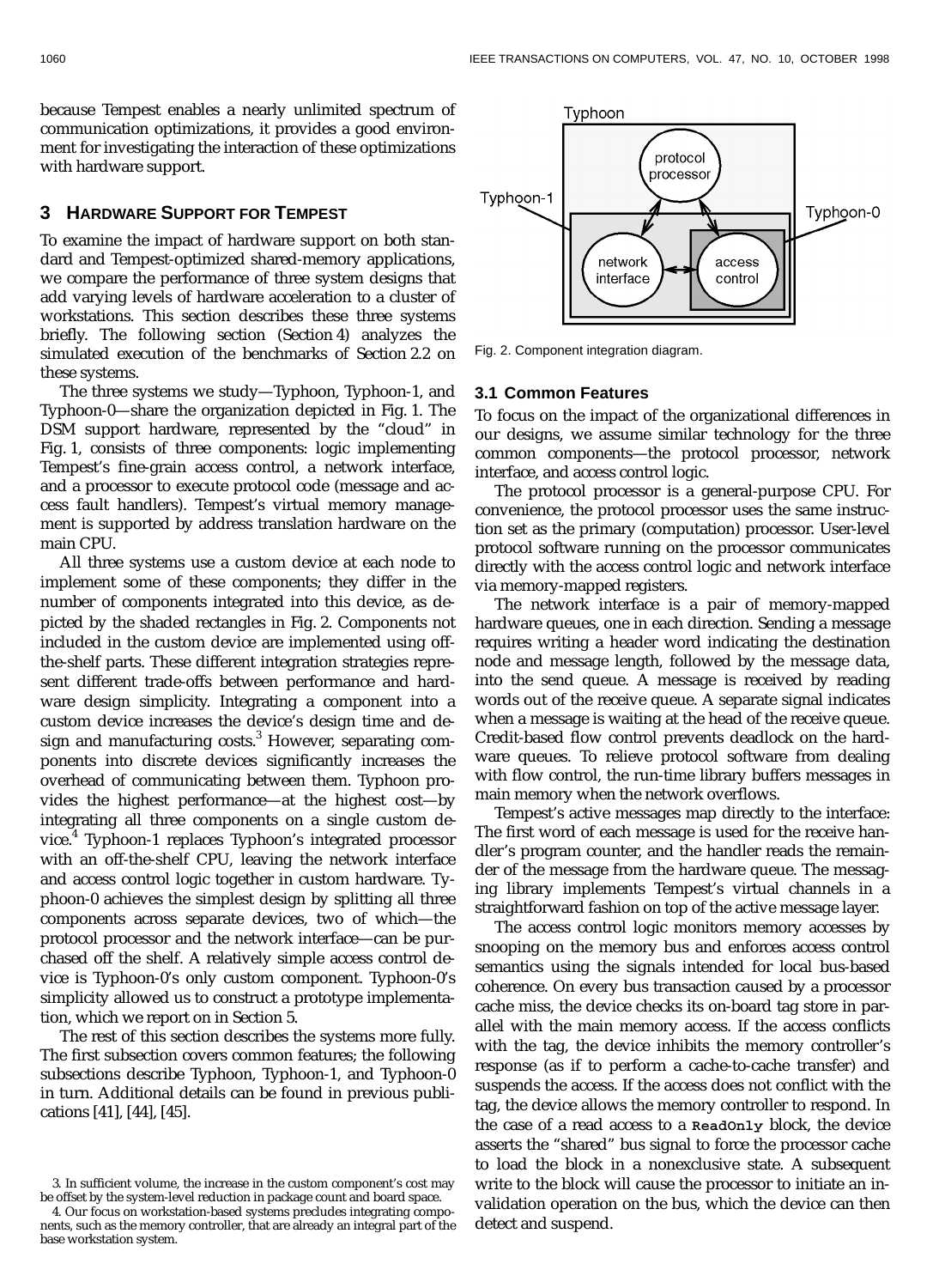because Tempest enables a nearly unlimited spectrum of communication optimizations, it provides a good environment for investigating the interaction of these optimizations with hardware support.

## 3 Hardware Support for Tempest

To examine the impact of hardware support on both standard and Tempest-optimized shared-memory applications, we compare the performance of three system designs that add varying levels of hardware acceleration to a cluster of workstations. This section describes these three systems briefly. The following section (Section 4) analyzes the simulated execution of the benchmarks of Section 2.2 on these systems.

The three systems we study—Typhoon, Typhoon-1, and Typhoon-0—share the organization depicted in Fig. 1. The DSM support hardware, represented by the "cloud" in Fig. 1, consists of three components: logic implementing Tempest's fine-grain access control, a network interface, and a processor to execute protocol code (message and access fault handlers). Tempest's virtual memory management is supported by address translation hardware on the main CPU.

All three systems use a custom device at each node to implement some of these components; they differ in the number of components integrated into this device, as depicted by the shaded rectangles in Fig. 2. Components not included in the custom device are implemented using off-the-shelf parts. These different integration strategies represent different trade-offs between performance and hardware design simplicity. Integrating a component into a custom device increases the device's design time and design and manufacturing costs.[3] However, separating components into discrete devices significantly increases the overhead of communicating between them. Typhoon provides the highest performance—at the highest cost—by integrating all three components on a single custom device.[4] Typhoon-1 replaces Typhoon's integrated processor with an off-the-shelf CPU, leaving the network interface and access control logic together in custom hardware. Typhoon-0 achieves the simplest design by splitting all three components across separate devices, two of which—the protocol processor and the network interface—can be purchased off the shelf. A relatively simple access control device is Typhoon-0's only custom component. Typhoon-0's simplicity allowed us to construct a prototype implementation, which we report on in Section 5.

The rest of this section describes the systems more fully. The first subsection covers common features; the following subsections describe Typhoon, Typhoon-1, and Typhoon-0 in turn. Additional details can be found in previous publications [41], [44], [45].

3. In sufficient volume, the increase in the custom component's cost may be offset by the system-level reduction in package count and board space.

4. Our focus on workstation-based systems precludes integrating components, such as the memory controller, that are already an integral part of the base workstation system.

Fig. 2. Component integration diagram.

### 3.1 Common Features

To focus on the impact of the organizational differences in our designs, we assume similar technology for the three common components—the protocol processor, network interface, and access control logic.

The protocol processor is a general-purpose CPU. For convenience, the protocol processor uses the same instruction set as the primary (computation) processor. User-level protocol software running on the processor communicates directly with the access control logic and network interface via memory-mapped registers.

The network interface is a pair of memory-mapped hardware queues, one in each direction. Sending a message requires writing a header word indicating the destination node and message length, followed by the message data, into the send queue. A message is received by reading words out of the receive queue. A separate signal indicates when a message is waiting at the head of the receive queue. Credit-based flow control prevents deadlock on the hardware queues. To relieve protocol software from dealing with flow control, the run-time library buffers messages in main memory when the network overflows.

Tempest's active messages map directly to the interface: The first word of each message is used for the receive handler's program counter, and the handler reads the remainder of the message from the hardware queue. The messaging library implements Tempest's virtual channels in a straightforward fashion on top of the active message layer.

The access control logic monitors memory accesses by snooping on the memory bus and enforces access control semantics using the signals intended for local bus-based coherence. On every bus transaction caused by a processor cache miss, the device checks its on-board tag store in parallel with the main memory access. If the access conflicts with the tag, the device inhibits the memory controller's response (as if to perform a cache-to-cache transfer) and suspends the access. If the access does not conflict with the tag, the device allows the memory controller to respond. In the case of a read access to a `ReadOnly` block, the device asserts the "shared" bus signal to force the processor cache to load the block in a nonexclusive state. A subsequent write to the block will cause the processor to initiate an invalidation operation on the bus, which the device can then detect and suspend.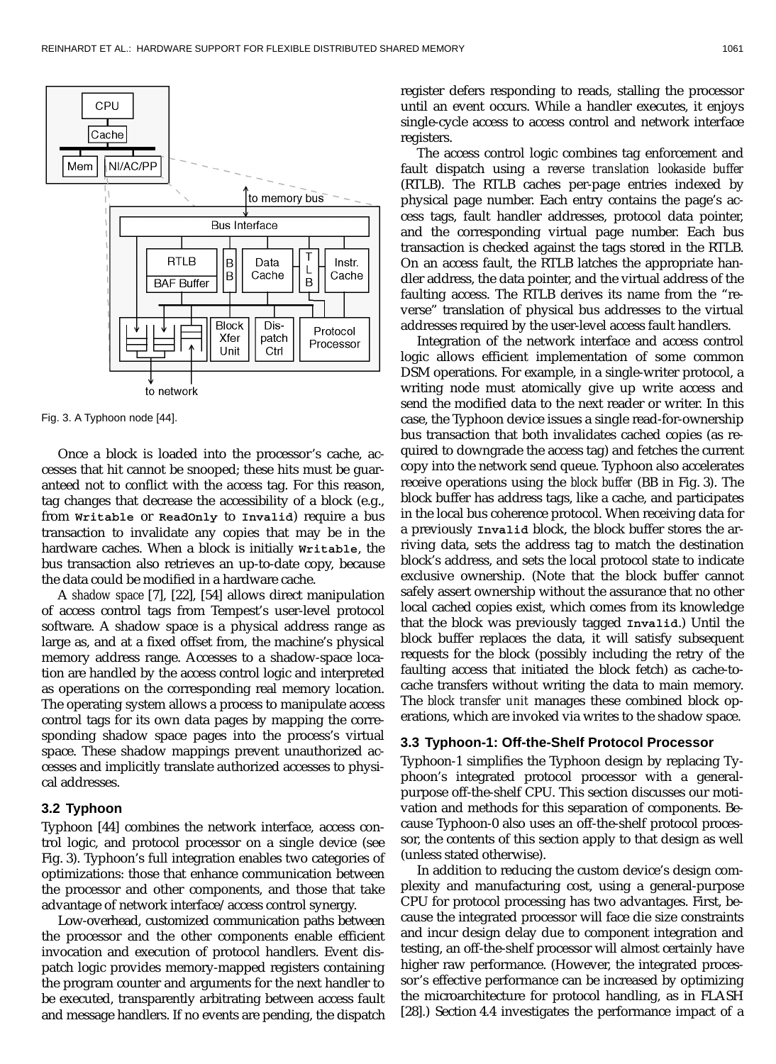Fig. 3. A Typhoon node [44].

Once a block is loaded into the processor's cache, accesses that hit cannot be snooped; these hits must be guaranteed not to conflict with the access tag. For this reason, tag changes that decrease the accessibility of a block (e.g., from `Writable` or `ReadOnly` to `Invalid`) require a bus transaction to invalidate any copies that may be in the hardware caches. When a block is initially `Writable`, the bus transaction also retrieves an up-to-date copy, because the data could be modified in a hardware cache.

A *shadow space* [7], [22], [54] allows direct manipulation of access control tags from Tempest's user-level protocol software. A shadow space is a physical address range as large as, and at a fixed offset from, the machine's physical memory address range. Accesses to a shadow-space location are handled by the access control logic and interpreted as operations on the corresponding real memory location. The operating system allows a process to manipulate access control tags for its own data pages by mapping the corresponding shadow space pages into the process's virtual space. These shadow mappings prevent unauthorized accesses and implicitly translate authorized accesses to physical addresses.

### 3.2 Typhoon

Typhoon [44] combines the network interface, access control logic, and protocol processor on a single device (see Fig. 3). Typhoon's full integration enables two categories of optimizations: those that enhance communication between the processor and other components, and those that take advantage of network interface/access control synergy.

Low-overhead, customized communication paths between the processor and the other components enable efficient invocation and execution of protocol handlers. Event dispatch logic provides memory-mapped registers containing the program counter and arguments for the next handler to be executed, transparently arbitrating between access fault and message handlers. If no events are pending, the dispatch register defers responding to reads, stalling the processor until an event occurs. While a handler executes, it enjoys single-cycle access to access control and network interface registers.

The access control logic combines tag enforcement and fault dispatch using a *reverse translation lookaside buffer* (RTLB). The RTLB caches per-page entries indexed by physical page number. Each entry contains the page's access tags, fault handler addresses, protocol data pointer, and the corresponding virtual page number. Each bus transaction is checked against the tags stored in the RTLB. On an access fault, the RTLB latches the appropriate handler address, the data pointer, and the virtual address of the faulting access. The RTLB derives its name from the "reverse" translation of physical bus addresses to the virtual addresses required by the user-level access fault handlers.

Integration of the network interface and access control logic allows efficient implementation of some common DSM operations. For example, in a single-writer protocol, a writing node must atomically give up write access and send the modified data to the next reader or writer. In this case, the Typhoon device issues a single read-for-ownership bus transaction that both invalidates cached copies (as required to downgrade the access tag) and fetches the current copy into the network send queue. Typhoon also accelerates receive operations using the *block buffer* (BB in Fig. 3). The block buffer has address tags, like a cache, and participates in the local bus coherence protocol. When receiving data for a previously `Invalid` block, the block buffer stores the arriving data, sets the address tag to match the destination block's address, and sets the local protocol state to indicate exclusive ownership. (Note that the block buffer cannot safely assert ownership without the assurance that no other local cached copies exist, which comes from its knowledge that the block was previously tagged `Invalid`.) Until the block buffer replaces the data, it will satisfy subsequent requests for the block (possibly including the retry of the faulting access that initiated the block fetch) as cache-to-cache transfers without writing the data to main memory. The *block transfer unit* manages these combined block operations, which are invoked via writes to the shadow space.

### 3.3 Typhoon-1: Off-the-Shelf Protocol Processor

Typhoon-1 simplifies the Typhoon design by replacing Typhoon's integrated protocol processor with a general-purpose off-the-shelf CPU. This section discusses our motivation and methods for this separation of components. Because Typhoon-0 also uses an off-the-shelf protocol processor, the contents of this section apply to that design as well (unless stated otherwise).

In addition to reducing the custom device's design complexity and manufacturing cost, using a general-purpose CPU for protocol processing has two advantages. First, because the integrated processor will face die size constraints and incur design delay due to component integration and testing, an off-the-shelf processor will almost certainly have higher raw performance. (However, the integrated processor's effective performance can be increased by optimizing the microarchitecture for protocol handling, as in FLASH [28].) Section 4.4 investigates the performance impact of a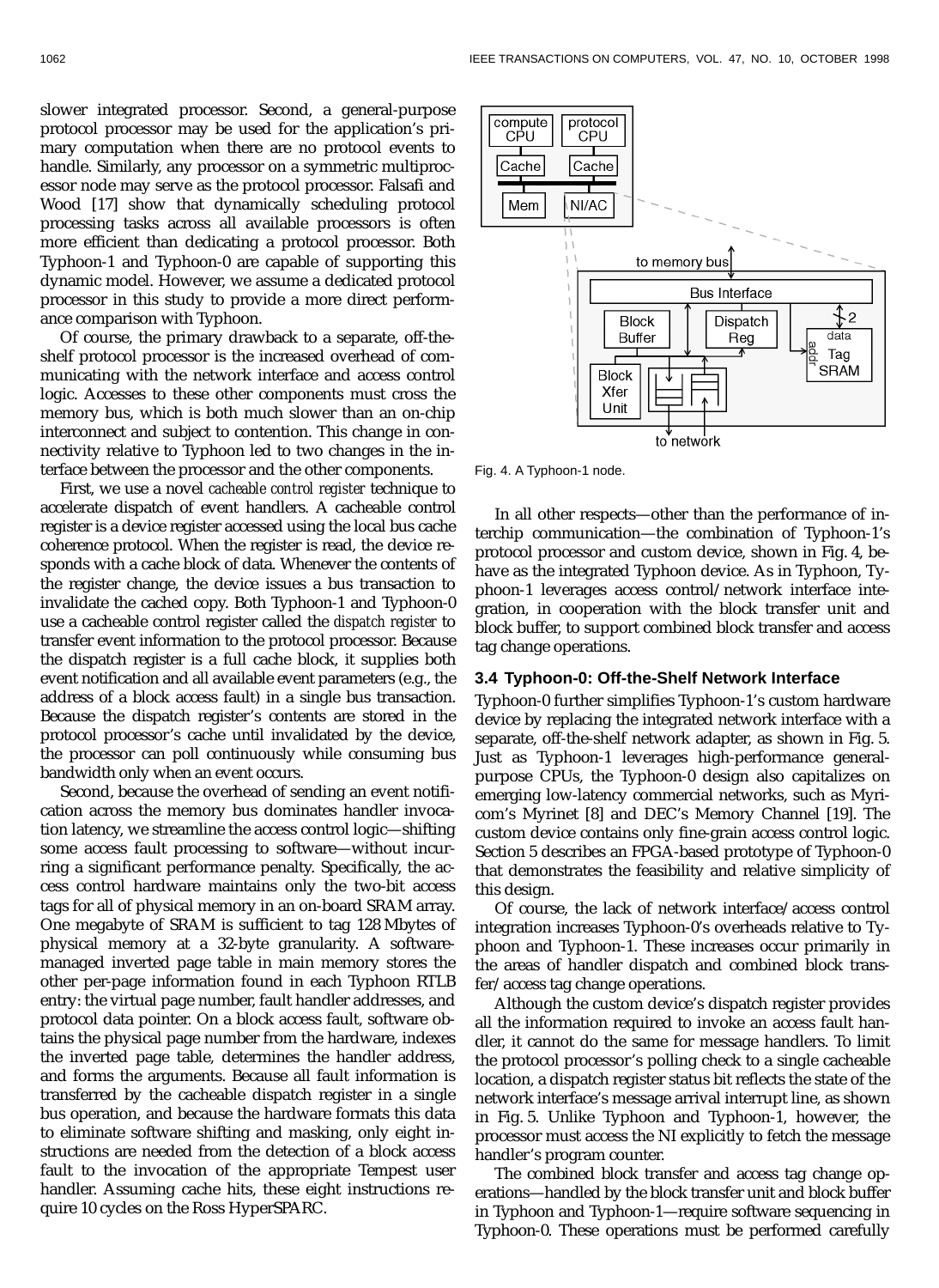slower integrated processor. Second, a general-purpose protocol processor may be used for the application's primary computation when there are no protocol events to handle. Similarly, any processor on a symmetric multiprocessor node may serve as the protocol processor. Falsafi and Wood [17] show that dynamically scheduling protocol processing tasks across all available processors is often more efficient than dedicating a protocol processor. Both Typhoon-1 and Typhoon-0 are capable of supporting this dynamic model. However, we assume a dedicated protocol processor in this study to provide a more direct performance comparison with Typhoon.

Of course, the primary drawback to a separate, off-the-shelf protocol processor is the increased overhead of communicating with the network interface and access control logic. Accesses to these other components must cross the memory bus, which is both much slower than an on-chip interconnect and subject to contention. This change in connectivity relative to Typhoon led to two changes in the interface between the processor and the other components.

First, we use a novel *cacheable control register* technique to accelerate dispatch of event handlers. A cacheable control register is a device register accessed using the local bus cache coherence protocol. When the register is read, the device responds with a cache block of data. Whenever the contents of the register change, the device issues a bus transaction to invalidate the cached copy. Both Typhoon-1 and Typhoon-0 use a cacheable control register called the *dispatch register* to transfer event information to the protocol processor. Because the dispatch register is a full cache block, it supplies both event notification and all available event parameters (e.g., the address of a block access fault) in a single bus transaction. Because the dispatch register's contents are stored in the protocol processor's cache until invalidated by the device, the processor can poll continuously while consuming bus bandwidth only when an event occurs.

Second, because the overhead of sending an event notification across the memory bus dominates handler invocation latency, we streamline the access control logic—shifting some access fault processing to software—without incurring a significant performance penalty. Specifically, the access control hardware maintains only the two-bit access tags for all of physical memory in an on-board SRAM array. One megabyte of SRAM is sufficient to tag 128 Mbytes of physical memory at a 32-byte granularity. A software-managed inverted page table in main memory stores the other per-page information found in each Typhoon RTLB entry: the virtual page number, fault handler addresses, and protocol data pointer. On a block access fault, software obtains the physical page number from the hardware, indexes the inverted page table, determines the handler address, and forms the arguments. Because all fault information is transferred by the cacheable dispatch register in a single bus operation, and because the hardware formats this data to eliminate software shifting and masking, only eight instructions are needed from the detection of a block access fault to the invocation of the appropriate Tempest user handler. Assuming cache hits, these eight instructions require 10 cycles on the Ross HyperSPARC.

Fig. 4. A Typhoon-1 node.

In all other respects—other than the performance of interchip communication—the combination of Typhoon-1's protocol processor and custom device, shown in Fig. 4, behave as the integrated Typhoon device. As in Typhoon, Typhoon-1 leverages access control/network interface integration, in cooperation with the block transfer unit and block buffer, to support combined block transfer and access tag change operations.

### 3.4 Typhoon-0: Off-the-Shelf Network Interface

Typhoon-0 further simplifies Typhoon-1's custom hardware device by replacing the integrated network interface with a separate, off-the-shelf network adapter, as shown in Fig. 5. Just as Typhoon-1 leverages high-performance general-purpose CPUs, the Typhoon-0 design also capitalizes on emerging low-latency commercial networks, such as Myricom's Myrinet [8] and DEC's Memory Channel [19]. The custom device contains only fine-grain access control logic. Section 5 describes an FPGA-based prototype of Typhoon-0 that demonstrates the feasibility and relative simplicity of this design.

Of course, the lack of network interface/access control integration increases Typhoon-0's overheads relative to Typhoon and Typhoon-1. These increases occur primarily in the areas of handler dispatch and combined block transfer/access tag change operations.

Although the custom device's dispatch register provides all the information required to invoke an access fault handler, it cannot do the same for message handlers. To limit the protocol processor's polling check to a single cacheable location, a dispatch register status bit reflects the state of the network interface's message arrival interrupt line, as shown in Fig. 5. Unlike Typhoon and Typhoon-1, however, the processor must access the NI explicitly to fetch the message handler's program counter.

The combined block transfer and access tag change operations—handled by the block transfer unit and block buffer in Typhoon and Typhoon-1—require software sequencing in Typhoon-0. These operations must be performed carefully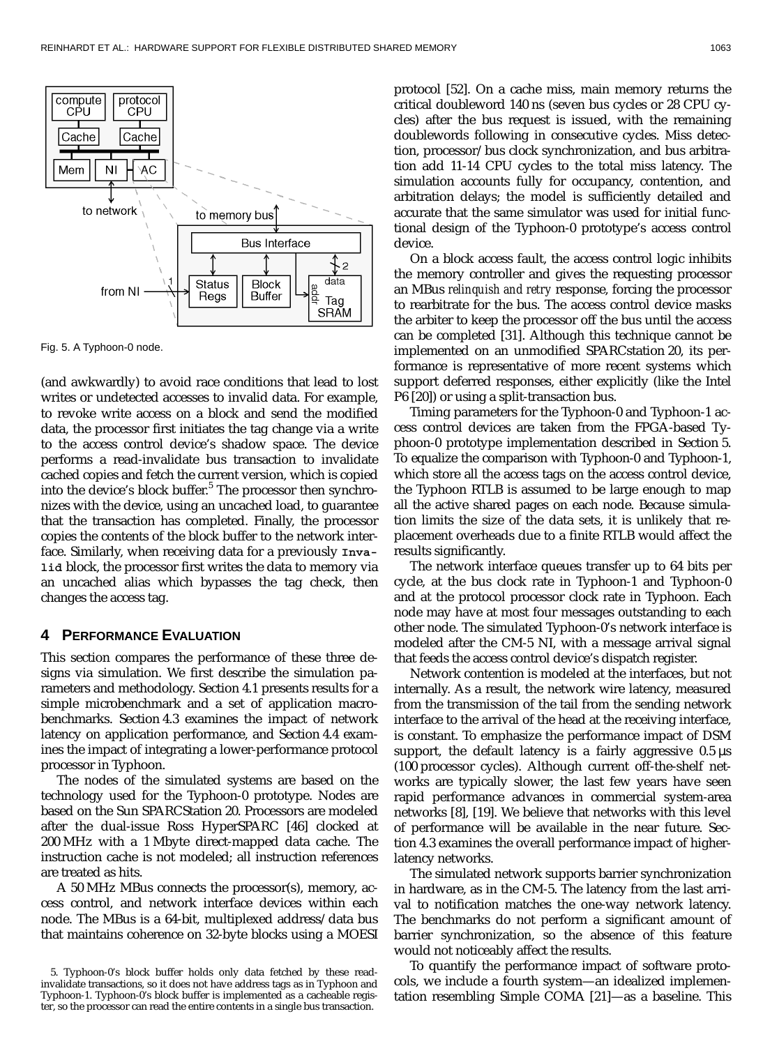Fig. 5. A Typhoon-0 node.

(and awkwardly) to avoid race conditions that lead to lost writes or undetected accesses to invalid data. For example, to revoke write access on a block and send the modified data, the processor first initiates the tag change via a write to the access control device's shadow space. The device performs a read-invalidate bus transaction to invalidate cached copies and fetch the current version, which is copied into the device's block buffer.[5] The processor then synchronizes with the device, using an uncached load, to guarantee that the transaction has completed. Finally, the processor copies the contents of the block buffer to the network interface. Similarly, when receiving data for a previously `Invalid` block, the processor first writes the data to memory via an uncached alias which bypasses the tag check, then changes the access tag.

## 4 Performance Evaluation

This section compares the performance of these three designs via simulation. We first describe the simulation parameters and methodology. Section 4.1 presents results for a simple microbenchmark and a set of application macrobenchmarks. Section 4.3 examines the impact of network latency on application performance, and Section 4.4 examines the impact of integrating a lower-performance protocol processor in Typhoon.

The nodes of the simulated systems are based on the technology used for the Typhoon-0 prototype. Nodes are based on the Sun SPARCStation 20. Processors are modeled after the dual-issue Ross HyperSPARC [46] clocked at 200 MHz with a 1 Mbyte direct-mapped data cache. The instruction cache is not modeled; all instruction references are treated as hits.

A 50 MHz MBus connects the processor(s), memory, access control, and network interface devices within each node. The MBus is a 64-bit, multiplexed address/data bus that maintains coherence on 32-byte blocks using a MOESI protocol [52]. On a cache miss, main memory returns the critical doubleword 140 ns (seven bus cycles or 28 CPU cycles) after the bus request is issued, with the remaining doublewords following in consecutive cycles. Miss detection, processor/bus clock synchronization, and bus arbitration add 11-14 CPU cycles to the total miss latency. The simulation accounts fully for occupancy, contention, and arbitration delays; the model is sufficiently detailed and accurate that the same simulator was used for initial functional design of the Typhoon-0 prototype's access control device.

On a block access fault, the access control logic inhibits the memory controller and gives the requesting processor an MBus *relinquish and retry* response, forcing the processor to rearbitrate for the bus. The access control device masks the arbiter to keep the processor off the bus until the access can be completed [31]. Although this technique cannot be implemented on an unmodified SPARCstation 20, its performance is representative of more recent systems which support deferred responses, either explicitly (like the Intel P6 [20]) or using a split-transaction bus.

Timing parameters for the Typhoon-0 and Typhoon-1 access control devices are taken from the FPGA-based Typhoon-0 prototype implementation described in Section 5. To equalize the comparison with Typhoon-0 and Typhoon-1, which store all the access tags on the access control device, the Typhoon RTLB is assumed to be large enough to map all the active shared pages on each node. Because simulation limits the size of the data sets, it is unlikely that replacement overheads due to a finite RTLB would affect the results significantly.

The network interface queues transfer up to 64 bits per cycle, at the bus clock rate in Typhoon-1 and Typhoon-0 and at the protocol processor clock rate in Typhoon. Each node may have at most four messages outstanding to each other node. The simulated Typhoon-0's network interface is modeled after the CM-5 NI, with a message arrival signal that feeds the access control device's dispatch register.

Network contention is modeled at the interfaces, but not internally. As a result, the network wire latency, measured from the transmission of the tail from the sending network interface to the arrival of the head at the receiving interface, is constant. To emphasize the performance impact of DSM support, the default latency is a fairly aggressive 0.5 μs (100 processor cycles). Although current off-the-shelf networks are typically slower, the last few years have seen rapid performance advances in commercial system-area networks [8], [19]. We believe that networks with this level of performance will be available in the near future. Section 4.3 examines the overall performance impact of higher-latency networks.

The simulated network supports barrier synchronization in hardware, as in the CM-5. The latency from the last arrival to notification matches the one-way network latency. The benchmarks do not perform a significant amount of barrier synchronization, so the absence of this feature would not noticeably affect the results.

To quantify the performance impact of software protocols, we include a fourth system—an idealized implementation resembling Simple COMA [21]—as a baseline. This

5. Typhoon-0's block buffer holds only data fetched by these read-invalidate transactions, so it does not have address tags as in Typhoon and Typhoon-1. Typhoon-0's block buffer is implemented as a cacheable register, so the processor can read the entire contents in a single bus transaction.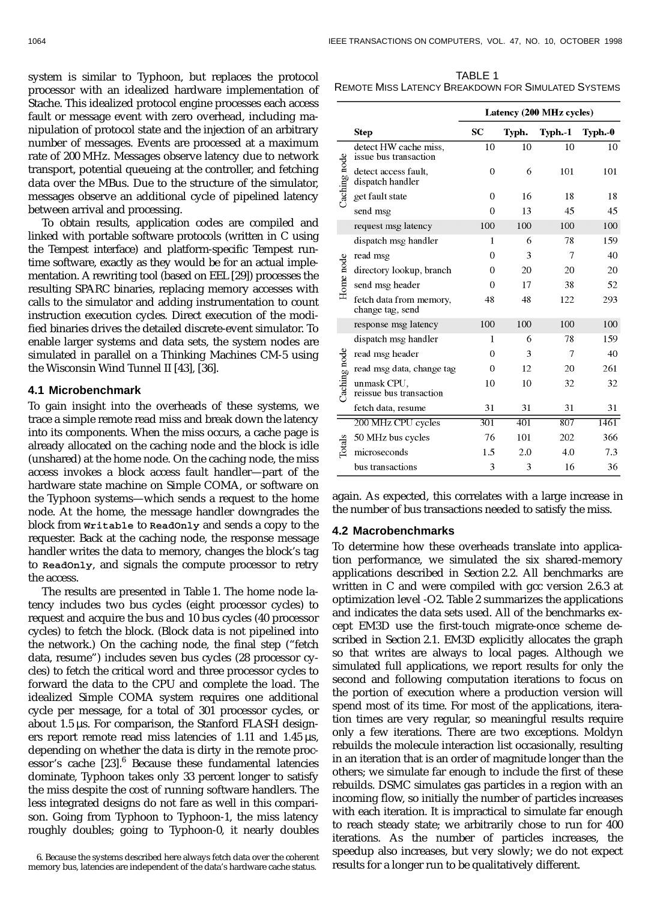system is similar to Typhoon, but replaces the protocol processor with an idealized hardware implementation of Stache. This idealized protocol engine processes each access fault or message event with zero overhead, including manipulation of protocol state and the injection of an arbitrary number of messages. Events are processed at a maximum rate of 200 MHz. Messages observe latency due to network transport, potential queueing at the controller, and fetching data over the MBus. Due to the structure of the simulator, messages observe an additional cycle of pipelined latency between arrival and processing.

To obtain results, application codes are compiled and linked with portable software protocols (written in C using the Tempest interface) and platform-specific Tempest runtime software, exactly as they would be for an actual implementation. A rewriting tool (based on EEL [29]) processes the resulting SPARC binaries, replacing memory accesses with calls to the simulator and adding instrumentation to count instruction execution cycles. Direct execution of the modified binaries drives the detailed discrete-event simulator. To enable larger systems and data sets, the system nodes are simulated in parallel on a Thinking Machines CM-5 using the Wisconsin Wind Tunnel II [43], [36].

### 4.1 Microbenchmark

To gain insight into the overheads of these systems, we trace a simple remote read miss and break down the latency into its components. When the miss occurs, a cache page is already allocated on the caching node and the block is idle (unshared) at the home node. On the caching node, the miss access invokes a block access fault handler—part of the hardware state machine on Simple COMA, or software on the Typhoon systems—which sends a request to the home node. At the home, the message handler downgrades the block from **Writable** to **ReadOnly** and sends a copy to the requester. Back at the caching node, the response message handler writes the data to memory, changes the block's tag to **ReadOnly**, and signals the compute processor to retry the access.

The results are presented in Table 1. The home node latency includes two bus cycles (eight processor cycles) to request and acquire the bus and 10 bus cycles (40 processor cycles) to fetch the block. (Block data is not pipelined into the network.) On the caching node, the final step ("fetch data, resume") includes seven bus cycles (28 processor cycles) to fetch the critical word and three processor cycles to forward the data to the CPU and complete the load. The idealized Simple COMA system requires one additional cycle per message, for a total of 301 processor cycles, or about 1.5 µs. For comparison, the Stanford FLASH designers report remote read miss latencies of 1.11 and 1.45 µs, depending on whether the data is dirty in the remote processor's cache [23].[6] Because these fundamental latencies dominate, Typhoon takes only 33 percent longer to satisfy the miss despite the cost of running software handlers. The less integrated designs do not fare as well in this comparison. Going from Typhoon to Typhoon-1, the miss latency roughly doubles; going to Typhoon-0, it nearly doubles again. As expected, this correlates with a large increase in the number of bus transactions needed to satisfy the miss.

6. Because the systems described here always fetch data over the coherent memory bus, latencies are independent of the data's hardware cache status.

TABLE 1
REMOTE MISS LATENCY BREAKDOWN FOR SIMULATED SYSTEMS

| | Step | Latency (200 MHz cycles) | | | |
|---|---|---|---|---|---|
| | | SC | Typh. | Typh.-1 | Typh.-0 |
| Caching node | detect HW cache miss, issue bus transaction | 10 | 10 | 10 | 10 |
| | detect access fault, dispatch handler | 0 | 6 | 101 | 101 |
| | get fault state | 0 | 16 | 18 | 18 |
| | send msg | 0 | 13 | 45 | 45 |
| | request msg latency | 100 | 100 | 100 | 100 |
| Home node | dispatch msg handler | 1 | 6 | 78 | 159 |
| | read msg | 0 | 3 | 7 | 40 |
| | directory lookup, branch | 0 | 20 | 20 | 20 |
| | send msg header | 0 | 17 | 38 | 52 |
| | fetch data from memory, change tag, send | 48 | 48 | 122 | 293 |
| | response msg latency | 100 | 100 | 100 | 100 |
| Caching node | dispatch msg handler | 1 | 6 | 78 | 159 |
| | read msg header | 0 | 3 | 7 | 40 |
| | read msg data, change tag | 0 | 12 | 20 | 261 |
| | unmask CPU, reissue bus transaction | 10 | 10 | 32 | 32 |
| | fetch data, resume | 31 | 31 | 31 | 31 |
| Totals | 200 MHz CPU cycles | 301 | 401 | 807 | 1461 |
| | 50 MHz bus cycles | 76 | 101 | 202 | 366 |
| | microseconds | 1.5 | 2.0 | 4.0 | 7.3 |
| | bus transactions | 3 | 3 | 16 | 36 |

### 4.2 Macrobenchmarks

To determine how these overheads translate into application performance, we simulated the six shared-memory applications described in Section 2.2. All benchmarks are written in C and were compiled with gcc version 2.6.3 at optimization level -O2. Table 2 summarizes the applications and indicates the data sets used. All of the benchmarks except EM3D use the first-touch migrate-once scheme described in Section 2.1. EM3D explicitly allocates the graph so that writes are always to local pages. Although we simulated full applications, we report results for only the second and following computation iterations to focus on the portion of execution where a production version will spend most of its time. For most of the applications, iteration times are very regular, so meaningful results require only a few iterations. There are two exceptions. Moldyn rebuilds the molecule interaction list occasionally, resulting in an iteration that is an order of magnitude longer than the others; we simulate far enough to include the first of these rebuilds. DSMC simulates gas particles in a region with an incoming flow, so initially the number of particles increases with each iteration. It is impractical to simulate far enough to reach steady state; we arbitrarily chose to run for 400 iterations. As the number of particles increases, the speedup also increases, but very slowly; we do not expect results for a longer run to be qualitatively different.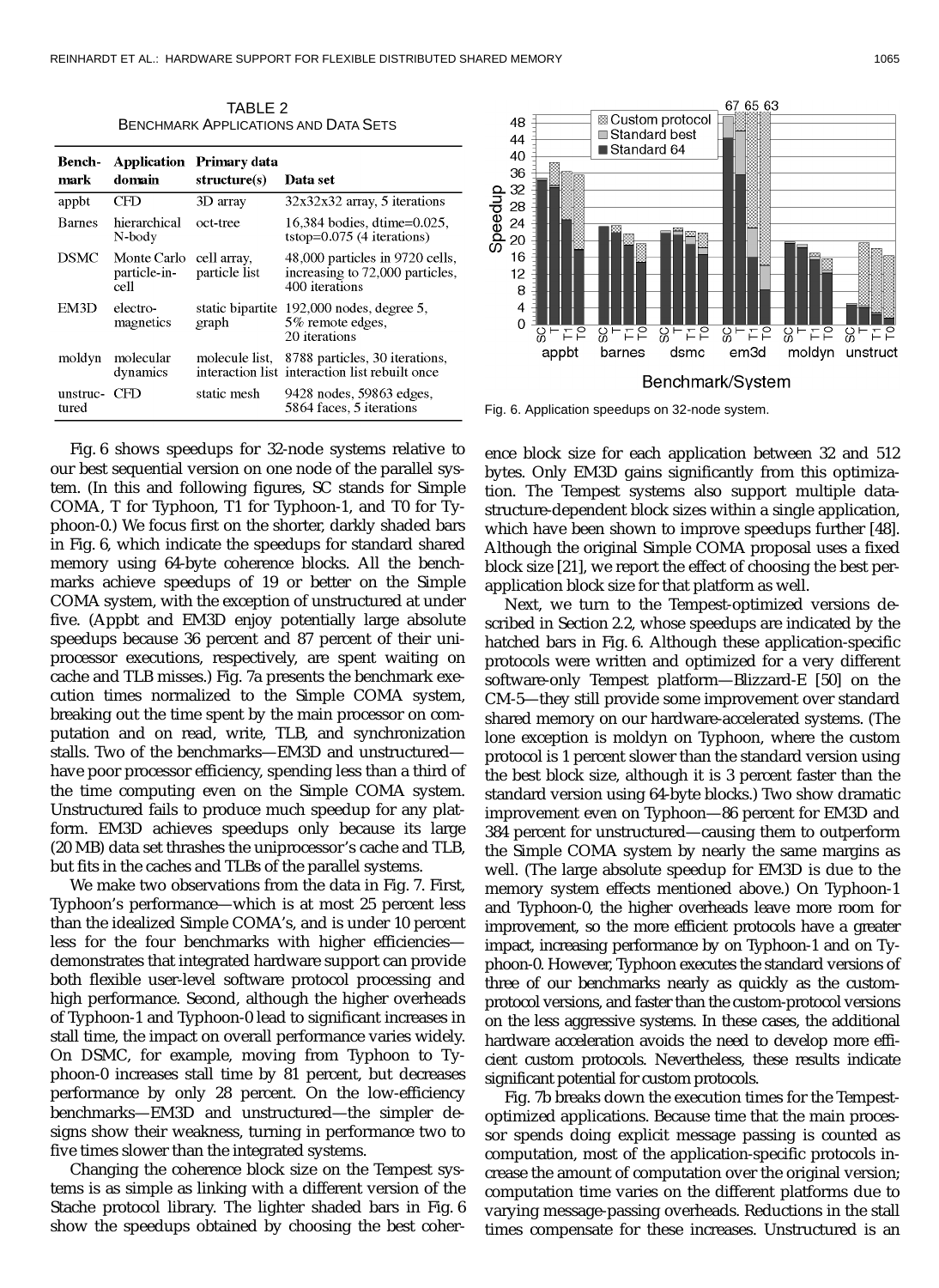TABLE 2
BENCHMARK APPLICATIONS AND DATA SETS

| Benchmark | Application domain | Primary data structure(s) | Data set |
|---|---|---|---|
| appbt | CFD | 3D array | 32x32x32 array, 5 iterations |
| Barnes | hierarchical N-body | oct-tree | 16,384 bodies, dtime=0.025, tstop=0.075 (4 iterations) |
| DSMC | Monte Carlo particle-in-cell | cell array, particle list | 48,000 particles in 9720 cells, increasing to 72,000 particles, 400 iterations |
| EM3D | electro-magnetics | static bipartite graph | 192,000 nodes, degree 5, 5% remote edges, 20 iterations |
| moldyn | molecular dynamics | molecule list, interaction list | 8788 particles, 30 iterations, interaction list rebuilt once |
| unstructured | CFD | static mesh | 9428 nodes, 59863 edges, 5864 faces, 5 iterations |

Fig. 6. Application speedups on 32-node system.

Fig. 6 shows speedups for 32-node systems relative to our best sequential version on one node of the parallel system. (In this and following figures, SC stands for Simple COMA, T for Typhoon, T1 for Typhoon-1, and T0 for Typhoon-0.) We focus first on the shorter, darkly shaded bars in Fig. 6, which indicate the speedups for standard shared memory using 64-byte coherence blocks. All the benchmarks achieve speedups of 19 or better on the Simple COMA system, with the exception of unstructured at under five. (Appbt and EM3D enjoy potentially large absolute speedups because 36 percent and 87 percent of their uniprocessor executions, respectively, are spent waiting on cache and TLB misses.) Fig. 7a presents the benchmark execution times normalized to the Simple COMA system, breaking out the time spent by the main processor on computation and on read, write, TLB, and synchronization stalls. Two of the benchmarks—EM3D and unstructured—have poor processor efficiency, spending less than a third of the time computing even on the Simple COMA system. Unstructured fails to produce much speedup for any platform. EM3D achieves speedups only because its large (20 MB) data set thrashes the uniprocessor's cache and TLB, but fits in the caches and TLBs of the parallel systems.

We make two observations from the data in Fig. 7. First, Typhoon's performance—which is at most 25 percent less than the idealized Simple COMA's, and is under 10 percent less for the four benchmarks with higher efficiencies—demonstrates that integrated hardware support can provide both flexible user-level software protocol processing and high performance. Second, although the higher overheads of Typhoon-1 and Typhoon-0 lead to significant increases in stall time, the impact on overall performance varies widely. On DSMC, for example, moving from Typhoon to Typhoon-0 increases stall time by 81 percent, but decreases performance by only 28 percent. On the low-efficiency benchmarks—EM3D and unstructured—the simpler designs show their weakness, turning in performance two to five times slower than the integrated systems.

Changing the coherence block size on the Tempest systems is as simple as linking with a different version of the Stache protocol library. The lighter shaded bars in Fig. 6 show the speedups obtained by choosing the best coherence block size for each application between 32 and 512 bytes. Only EM3D gains significantly from this optimization. The Tempest systems also support multiple data-structure-dependent block sizes within a single application, which have been shown to improve speedups further [48]. Although the original Simple COMA proposal uses a fixed block size [21], we report the effect of choosing the best per-application block size for that platform as well.

Next, we turn to the Tempest-optimized versions described in Section 2.2, whose speedups are indicated by the hatched bars in Fig. 6. Although these application-specific protocols were written and optimized for a very different software-only Tempest platform—Blizzard-E [50] on the CM-5—they still provide some improvement over standard shared memory on our hardware-accelerated systems. (The lone exception is moldyn on Typhoon, where the custom protocol is 1 percent slower than the standard version using the best block size, although it is 3 percent faster than the standard version using 64-byte blocks.) Two show dramatic improvement even on Typhoon—86 percent for EM3D and 384 percent for unstructured—causing them to outperform the Simple COMA system by nearly the same margins as well. (The large absolute speedup for EM3D is due to the memory system effects mentioned above.) On Typhoon-1 and Typhoon-0, the higher overheads leave more room for improvement, so the more efficient protocols have a greater impact, increasing performance by on Typhoon-1 and on Typhoon-0. However, Typhoon executes the standard versions of three of our benchmarks nearly as quickly as the custom-protocol versions, and faster than the custom-protocol versions on the less aggressive systems. In these cases, the additional hardware acceleration avoids the need to develop more efficient custom protocols. Nevertheless, these results indicate significant potential for custom protocols.

Fig. 7b breaks down the execution times for the Tempest-optimized applications. Because time that the main processor spends doing explicit message passing is counted as computation, most of the application-specific protocols increase the amount of computation over the original version; computation time varies on the different platforms due to varying message-passing overheads. Reductions in the stall times compensate for these increases. Unstructured is an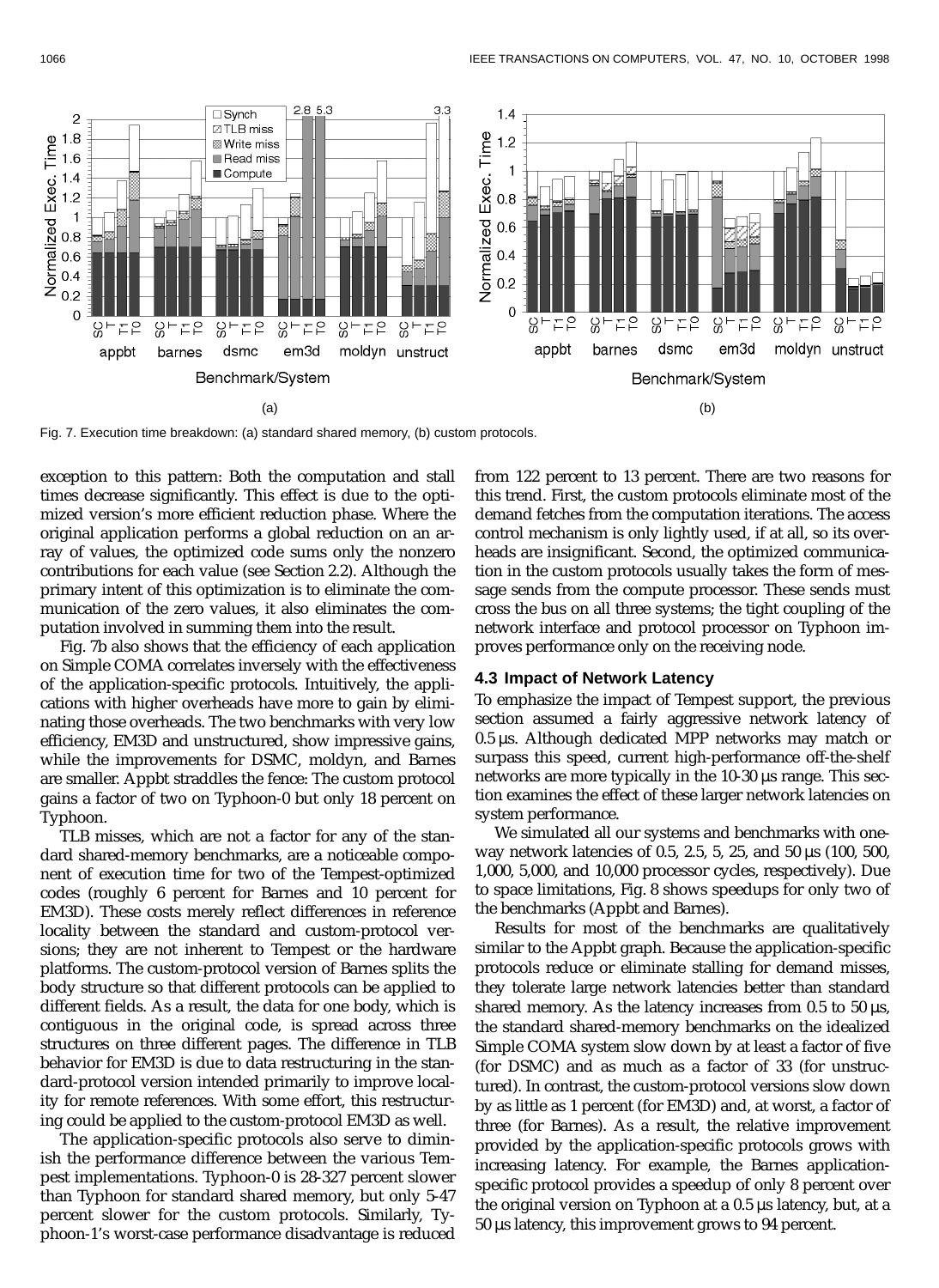Fig. 7. Execution time breakdown: (a) standard shared memory, (b) custom protocols.

exception to this pattern: Both the computation and stall times decrease significantly. This effect is due to the optimized version's more efficient reduction phase. Where the original application performs a global reduction on an array of values, the optimized code sums only the nonzero contributions for each value (see Section 2.2). Although the primary intent of this optimization is to eliminate the communication of the zero values, it also eliminates the computation involved in summing them into the result.

Fig. 7b also shows that the efficiency of each application on Simple COMA correlates inversely with the effectiveness of the application-specific protocols. Intuitively, the applications with higher overheads have more to gain by eliminating those overheads. The two benchmarks with very low efficiency, EM3D and unstructured, show impressive gains, while the improvements for DSMC, moldyn, and Barnes are smaller. Appbt straddles the fence: The custom protocol gains a factor of two on Typhoon-0 but only 18 percent on Typhoon.

TLB misses, which are not a factor for any of the standard shared-memory benchmarks, are a noticeable component of execution time for two of the Tempest-optimized codes (roughly 6 percent for Barnes and 10 percent for EM3D). These costs merely reflect differences in reference locality between the standard and custom-protocol versions; they are not inherent to Tempest or the hardware platforms. The custom-protocol version of Barnes splits the body structure so that different protocols can be applied to different fields. As a result, the data for one body, which is contiguous in the original code, is spread across three structures on three different pages. The difference in TLB behavior for EM3D is due to data restructuring in the standard-protocol version intended primarily to improve locality for remote references. With some effort, this restructuring could be applied to the custom-protocol EM3D as well.

The application-specific protocols also serve to diminish the performance difference between the various Tempest implementations. Typhoon-0 is 28-327 percent slower than Typhoon for standard shared memory, but only 5-47 percent slower for the custom protocols. Similarly, Typhoon-1's worst-case performance disadvantage is reduced from 122 percent to 13 percent. There are two reasons for this trend. First, the custom protocols eliminate most of the demand fetches from the computation iterations. The access control mechanism is only lightly used, if at all, so its overheads are insignificant. Second, the optimized communication in the custom protocols usually takes the form of message sends from the compute processor. These sends must cross the bus on all three systems; the tight coupling of the network interface and protocol processor on Typhoon improves performance only on the receiving node.

### 4.3 Impact of Network Latency

To emphasize the impact of Tempest support, the previous section assumed a fairly aggressive network latency of 0.5 µs. Although dedicated MPP networks may match or surpass this speed, current high-performance off-the-shelf networks are more typically in the 10-30 µs range. This section examines the effect of these larger network latencies on system performance.

We simulated all our systems and benchmarks with one-way network latencies of 0.5, 2.5, 5, 25, and 50 µs (100, 500, 1,000, 5,000, and 10,000 processor cycles, respectively). Due to space limitations, Fig. 8 shows speedups for only two of the benchmarks (Appbt and Barnes).

Results for most of the benchmarks are qualitatively similar to the Appbt graph. Because the application-specific protocols reduce or eliminate stalling for demand misses, they tolerate large network latencies better than standard shared memory. As the latency increases from 0.5 to 50 µs, the standard shared-memory benchmarks on the idealized Simple COMA system slow down by at least a factor of five (for DSMC) and as much as a factor of 33 (for unstructured). In contrast, the custom-protocol versions slow down by as little as 1 percent (for EM3D) and, at worst, a factor of three (for Barnes). As a result, the relative improvement provided by the application-specific protocols grows with increasing latency. For example, the Barnes application-specific protocol provides a speedup of only 8 percent over the original version on Typhoon at a 0.5 µs latency, but, at a 50 µs latency, this improvement grows to 94 percent.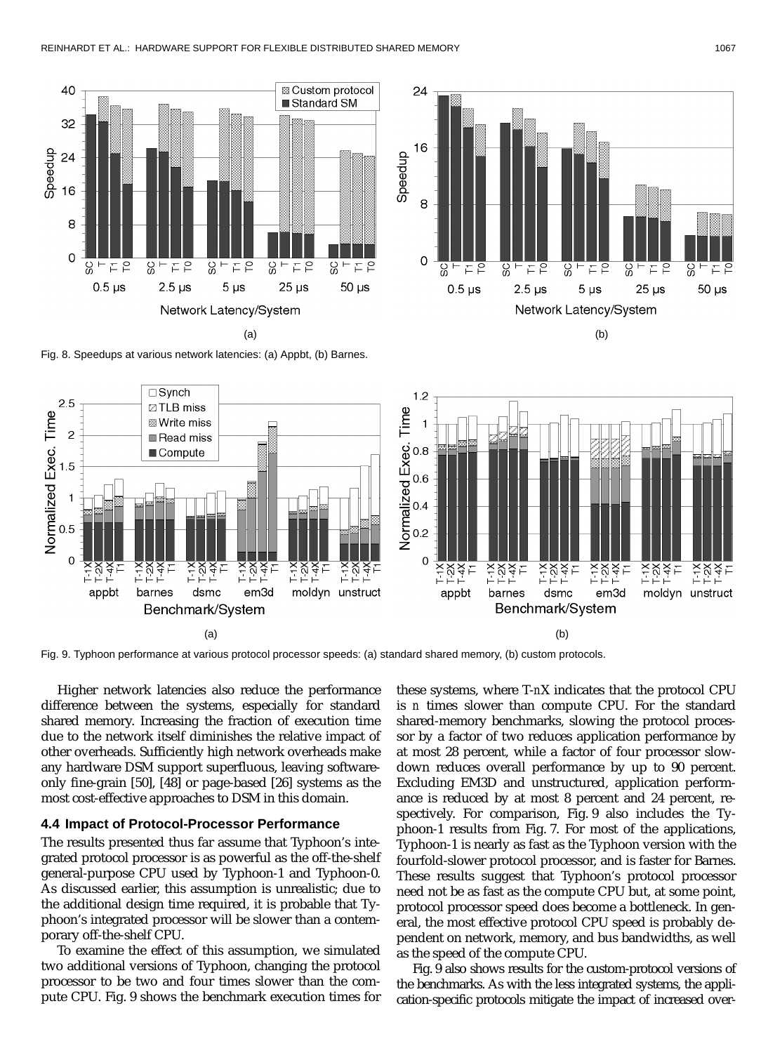Fig. 8. Speedups at various network latencies: (a) Appbt, (b) Barnes.

Fig. 9. Typhoon performance at various protocol processor speeds: (a) standard shared memory, (b) custom protocols.

Higher network latencies also reduce the performance difference between the systems, especially for standard shared memory. Increasing the fraction of execution time due to the network itself diminishes the relative impact of other overheads. Sufficiently high network overheads make any hardware DSM support superfluous, leaving software-only fine-grain [50], [48] or page-based [26] systems as the most cost-effective approaches to DSM in this domain.

### 4.4 Impact of Protocol-Processor Performance

The results presented thus far assume that Typhoon's integrated protocol processor is as powerful as the off-the-shelf general-purpose CPU used by Typhoon-1 and Typhoon-0. As discussed earlier, this assumption is unrealistic; due to the additional design time required, it is probable that Typhoon's integrated processor will be slower than a contemporary off-the-shelf CPU.

To examine the effect of this assumption, we simulated two additional versions of Typhoon, changing the protocol processor to be two and four times slower than the compute CPU. Fig. 9 shows the benchmark execution times for these systems, where T-*n*X indicates that the protocol CPU is *n* times slower than compute CPU. For the standard shared-memory benchmarks, slowing the protocol processor by a factor of two reduces application performance by at most 28 percent, while a factor of four processor slowdown reduces overall performance by up to 90 percent. Excluding EM3D and unstructured, application performance is reduced by at most 8 percent and 24 percent, respectively. For comparison, Fig. 9 also includes the Typhoon-1 results from Fig. 7. For most of the applications, Typhoon-1 is nearly as fast as the Typhoon version with the fourfold-slower protocol processor, and is faster for Barnes. These results suggest that Typhoon's protocol processor need not be as fast as the compute CPU but, at some point, protocol processor speed does become a bottleneck. In general, the most effective protocol CPU speed is probably dependent on network, memory, and bus bandwidths, as well as the speed of the compute CPU.

Fig. 9 also shows results for the custom-protocol versions of the benchmarks. As with the less integrated systems, the application-specific protocols mitigate the impact of increased over-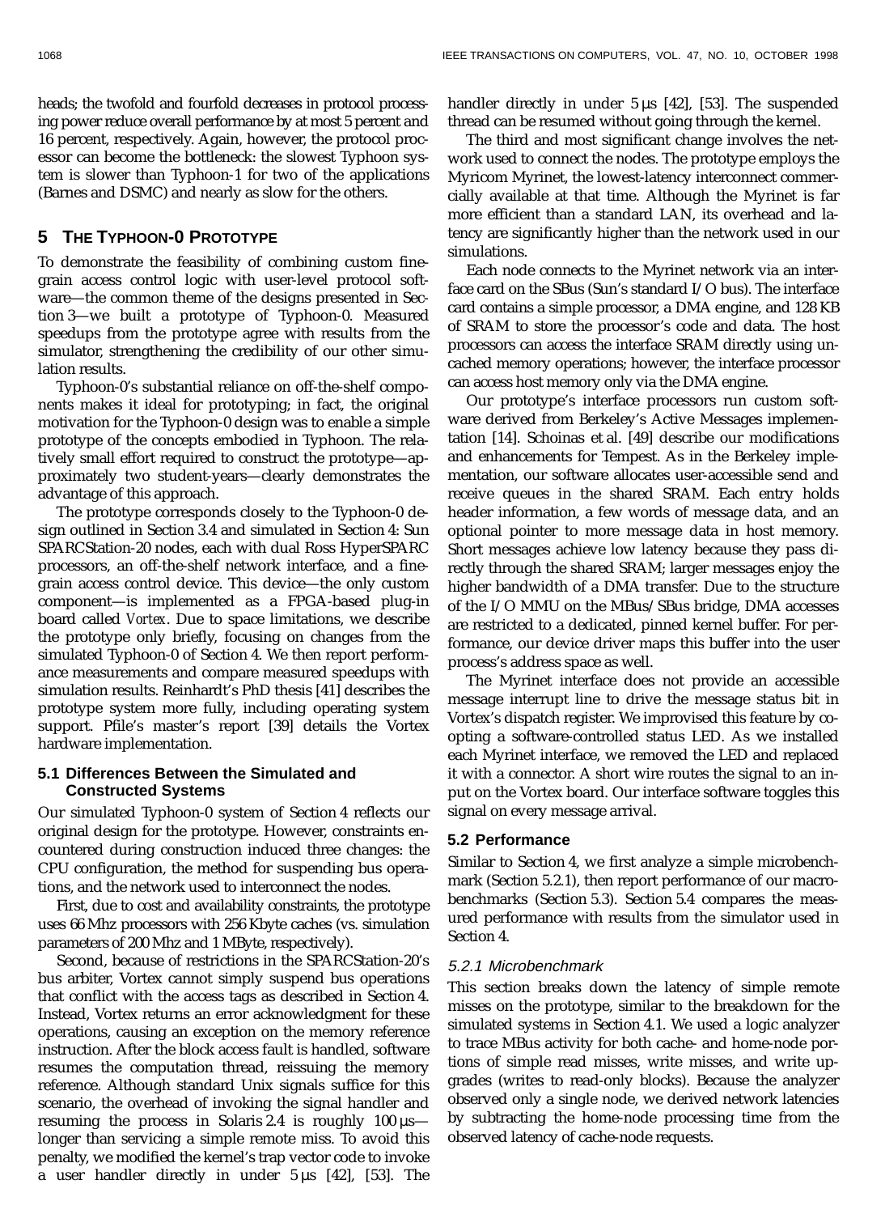heads; the twofold and fourfold decreases in protocol processing power reduce overall performance by at most 5 percent and 16 percent, respectively. Again, however, the protocol processor can become the bottleneck: the slowest Typhoon system is slower than Typhoon-1 for two of the applications (Barnes and DSMC) and nearly as slow for the others.

## 5 The Typhoon-0 Prototype

To demonstrate the feasibility of combining custom fine-grain access control logic with user-level protocol software—the common theme of the designs presented in Section 3—we built a prototype of Typhoon-0. Measured speedups from the prototype agree with results from the simulator, strengthening the credibility of our other simulation results.

Typhoon-0's substantial reliance on off-the-shelf components makes it ideal for prototyping; in fact, the original motivation for the Typhoon-0 design was to enable a simple prototype of the concepts embodied in Typhoon. The relatively small effort required to construct the prototype—approximately two student-years—clearly demonstrates the advantage of this approach.

The prototype corresponds closely to the Typhoon-0 design outlined in Section 3.4 and simulated in Section 4: Sun SPARCStation-20 nodes, each with dual Ross HyperSPARC processors, an off-the-shelf network interface, and a fine-grain access control device. This device—the only custom component—is implemented as a FPGA-based plug-in board called *Vortex*. Due to space limitations, we describe the prototype only briefly, focusing on changes from the simulated Typhoon-0 of Section 4. We then report performance measurements and compare measured speedups with simulation results. Reinhardt's PhD thesis [41] describes the prototype system more fully, including operating system support. Pfile's master's report [39] details the Vortex hardware implementation.

### 5.1 Differences Between the Simulated and Constructed Systems

Our simulated Typhoon-0 system of Section 4 reflects our original design for the prototype. However, constraints encountered during construction induced three changes: the CPU configuration, the method for suspending bus operations, and the network used to interconnect the nodes.

First, due to cost and availability constraints, the prototype uses 66 Mhz processors with 256 Kbyte caches (vs. simulation parameters of 200 Mhz and 1 MByte, respectively).

Second, because of restrictions in the SPARCStation-20's bus arbiter, Vortex cannot simply suspend bus operations that conflict with the access tags as described in Section 4. Instead, Vortex returns an error acknowledgment for these operations, causing an exception on the memory reference instruction. After the block access fault is handled, software resumes the computation thread, reissuing the memory reference. Although standard Unix signals suffice for this scenario, the overhead of invoking the signal handler and resuming the process in Solaris 2.4 is roughly 100 μs—longer than servicing a simple remote miss. To avoid this penalty, we modified the kernel's trap vector code to invoke a user handler directly in under 5 μs [42], [53]. The suspended thread can be resumed without going through the kernel.

The third and most significant change involves the network used to connect the nodes. The prototype employs the Myricom Myrinet, the lowest-latency interconnect commercially available at that time. Although the Myrinet is far more efficient than a standard LAN, its overhead and latency are significantly higher than the network used in our simulations.

Each node connects to the Myrinet network via an interface card on the SBus (Sun's standard I/O bus). The interface card contains a simple processor, a DMA engine, and 128 KB of SRAM to store the processor's code and data. The host processors can access the interface SRAM directly using uncached memory operations; however, the interface processor can access host memory only via the DMA engine.

Our prototype's interface processors run custom software derived from Berkeley's Active Messages implementation [14]. Schoinas et al. [49] describe our modifications and enhancements for Tempest. As in the Berkeley implementation, our software allocates user-accessible send and receive queues in the shared SRAM. Each entry holds header information, a few words of message data, and an optional pointer to more message data in host memory. Short messages achieve low latency because they pass directly through the shared SRAM; larger messages enjoy the higher bandwidth of a DMA transfer. Due to the structure of the I/O MMU on the MBus/SBus bridge, DMA accesses are restricted to a dedicated, pinned kernel buffer. For performance, our device driver maps this buffer into the user process's address space as well.

The Myrinet interface does not provide an accessible message interrupt line to drive the message status bit in Vortex's dispatch register. We improvised this feature by co-opting a software-controlled status LED. As we installed each Myrinet interface, we removed the LED and replaced it with a connector. A short wire routes the signal to an input on the Vortex board. Our interface software toggles this signal on every message arrival.

### 5.2 Performance

Similar to Section 4, we first analyze a simple microbenchmark (Section 5.2.1), then report performance of our macrobenchmarks (Section 5.3). Section 5.4 compares the measured performance with results from the simulator used in Section 4.

#### 5.2.1 Microbenchmark

This section breaks down the latency of simple remote misses on the prototype, similar to the breakdown for the simulated systems in Section 4.1. We used a logic analyzer to trace MBus activity for both cache- and home-node portions of simple read misses, write misses, and write upgrades (writes to read-only blocks). Because the analyzer observed only a single node, we derived network latencies by subtracting the home-node processing time from the observed latency of cache-node requests.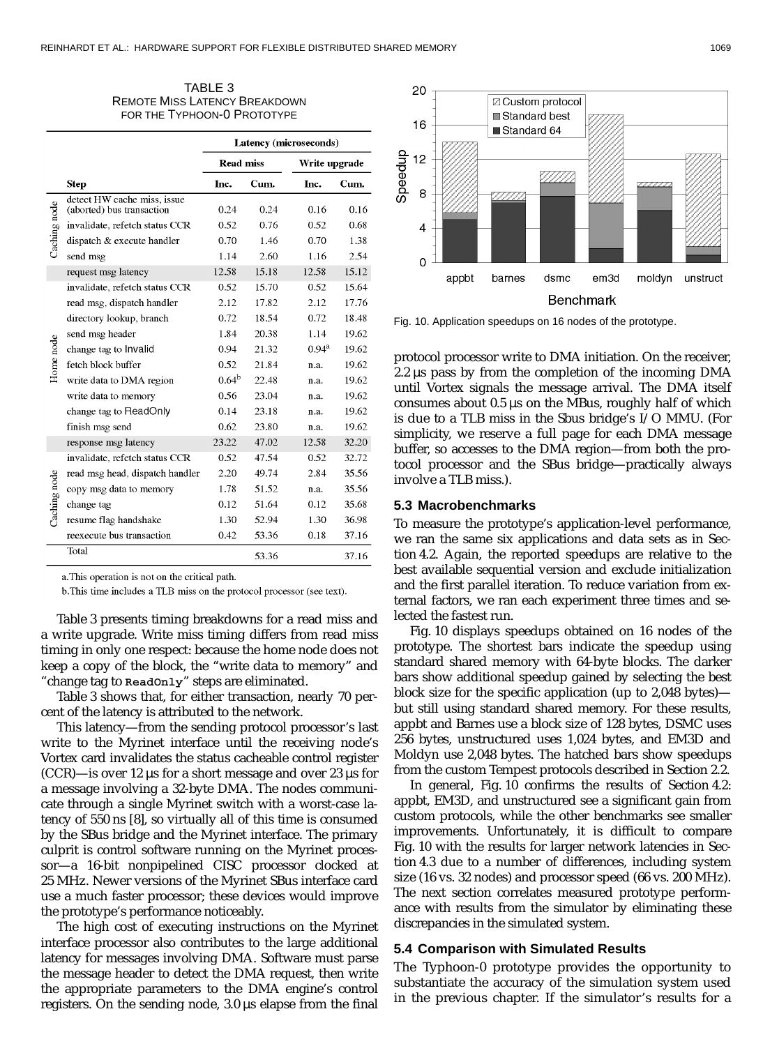TABLE 3
REMOTE MISS LATENCY BREAKDOWN FOR THE TYPHOON-0 PROTOTYPE

| | Step | Read miss Inc. | Read miss Cum. | Write upgrade Inc. | Write upgrade Cum. |
|---|---|---|---|---|---|
| Caching node | detect HW cache miss, issue (aborted) bus transaction | 0.24 | 0.24 | 0.16 | 0.16 |
| | invalidate, refetch status CCR | 0.52 | 0.76 | 0.52 | 0.68 |
| | dispatch & execute handler | 0.70 | 1.46 | 0.70 | 1.38 |
| | send msg | 1.14 | 2.60 | 1.16 | 2.54 |
| | request msg latency | 12.58 | 15.18 | 12.58 | 15.12 |
| Home node | invalidate, refetch status CCR | 0.52 | 15.70 | 0.52 | 15.64 |
| | read msg, dispatch handler | 2.12 | 17.82 | 2.12 | 17.76 |
| | directory lookup, branch | 0.72 | 18.54 | 0.72 | 18.48 |
| | send msg header | 1.84 | 20.38 | 1.14 | 19.62 |
| | change tag to Invalid | 0.94 | 21.32 | 0.94[a] | 19.62 |
| | fetch block buffer | 0.52 | 21.84 | n.a. | 19.62 |
| | write data to DMA region | 0.64[b] | 22.48 | n.a. | 19.62 |
| | write data to memory | 0.56 | 23.04 | n.a. | 19.62 |
| | change tag to ReadOnly | 0.14 | 23.18 | n.a. | 19.62 |
| | finish msg send | 0.62 | 23.80 | n.a. | 19.62 |
| | response msg latency | 23.22 | 47.02 | 12.58 | 32.20 |
| Caching node | invalidate, refetch status CCR | 0.52 | 47.54 | 0.52 | 32.72 |
| | read msg head, dispatch handler | 2.20 | 49.74 | 2.84 | 35.56 |
| | copy msg data to memory | 1.78 | 51.52 | n.a. | 35.56 |
| | change tag | 0.12 | 51.64 | 0.12 | 35.68 |
| | resume flag handshake | 1.30 | 52.94 | 1.30 | 36.98 |
| | reexecute bus transaction | 0.42 | 53.36 | 0.18 | 37.16 |
| | Total | | 53.36 | | 37.16 |

Latency (microseconds)

a. This operation is not on the critical path.

b. This time includes a TLB miss on the protocol processor (see text).

Table 3 presents timing breakdowns for a read miss and a write upgrade. Write miss timing differs from read miss timing in only one respect: because the home node does not keep a copy of the block, the "write data to memory" and "change tag to `ReadOnly`" steps are eliminated.

Table 3 shows that, for either transaction, nearly 70 percent of the latency is attributed to the network.

This latency—from the sending protocol processor's last write to the Myrinet interface until the receiving node's Vortex card invalidates the status cacheable control register (CCR)—is over 12 µs for a short message and over 23 µs for a message involving a 32-byte DMA. The nodes communicate through a single Myrinet switch with a worst-case latency of 550 ns [8], so virtually all of this time is consumed by the SBus bridge and the Myrinet interface. The primary culprit is control software running on the Myrinet processor—a 16-bit nonpipelined CISC processor clocked at 25 MHz. Newer versions of the Myrinet SBus interface card use a much faster processor; these devices would improve the prototype's performance noticeably.

The high cost of executing instructions on the Myrinet interface processor also contributes to the large additional latency for messages involving DMA. Software must parse the message header to detect the DMA request, then write the appropriate parameters to the DMA engine's control registers. On the sending node, 3.0 µs elapse from the final protocol processor write to DMA initiation. On the receiver, 2.2 µs pass by from the completion of the incoming DMA until Vortex signals the message arrival. The DMA itself consumes about 0.5 µs on the MBus, roughly half of which is due to a TLB miss in the Sbus bridge's I/O MMU. (For simplicity, we reserve a full page for each DMA message buffer, so accesses to the DMA region—from both the protocol processor and the SBus bridge—practically always involve a TLB miss.).

Fig. 10. Application speedups on 16 nodes of the prototype.

### 5.3 Macrobenchmarks

To measure the prototype's application-level performance, we ran the same six applications and data sets as in Section 4.2. Again, the reported speedups are relative to the best available sequential version and exclude initialization and the first parallel iteration. To reduce variation from external factors, we ran each experiment three times and selected the fastest run.

Fig. 10 displays speedups obtained on 16 nodes of the prototype. The shortest bars indicate the speedup using standard shared memory with 64-byte blocks. The darker bars show additional speedup gained by selecting the best block size for the specific application (up to 2,048 bytes)—but still using standard shared memory. For these results, appbt and Barnes use a block size of 128 bytes, DSMC uses 256 bytes, unstructured uses 1,024 bytes, and EM3D and Moldyn use 2,048 bytes. The hatched bars show speedups from the custom Tempest protocols described in Section 2.2.

In general, Fig. 10 confirms the results of Section 4.2: appbt, EM3D, and unstructured see a significant gain from custom protocols, while the other benchmarks see smaller improvements. Unfortunately, it is difficult to compare Fig. 10 with the results for larger network latencies in Section 4.3 due to a number of differences, including system size (16 vs. 32 nodes) and processor speed (66 vs. 200 MHz). The next section correlates measured prototype performance with results from the simulator by eliminating these discrepancies in the simulated system.

### 5.4 Comparison with Simulated Results

The Typhoon-0 prototype provides the opportunity to substantiate the accuracy of the simulation system used in the previous chapter. If the simulator's results for a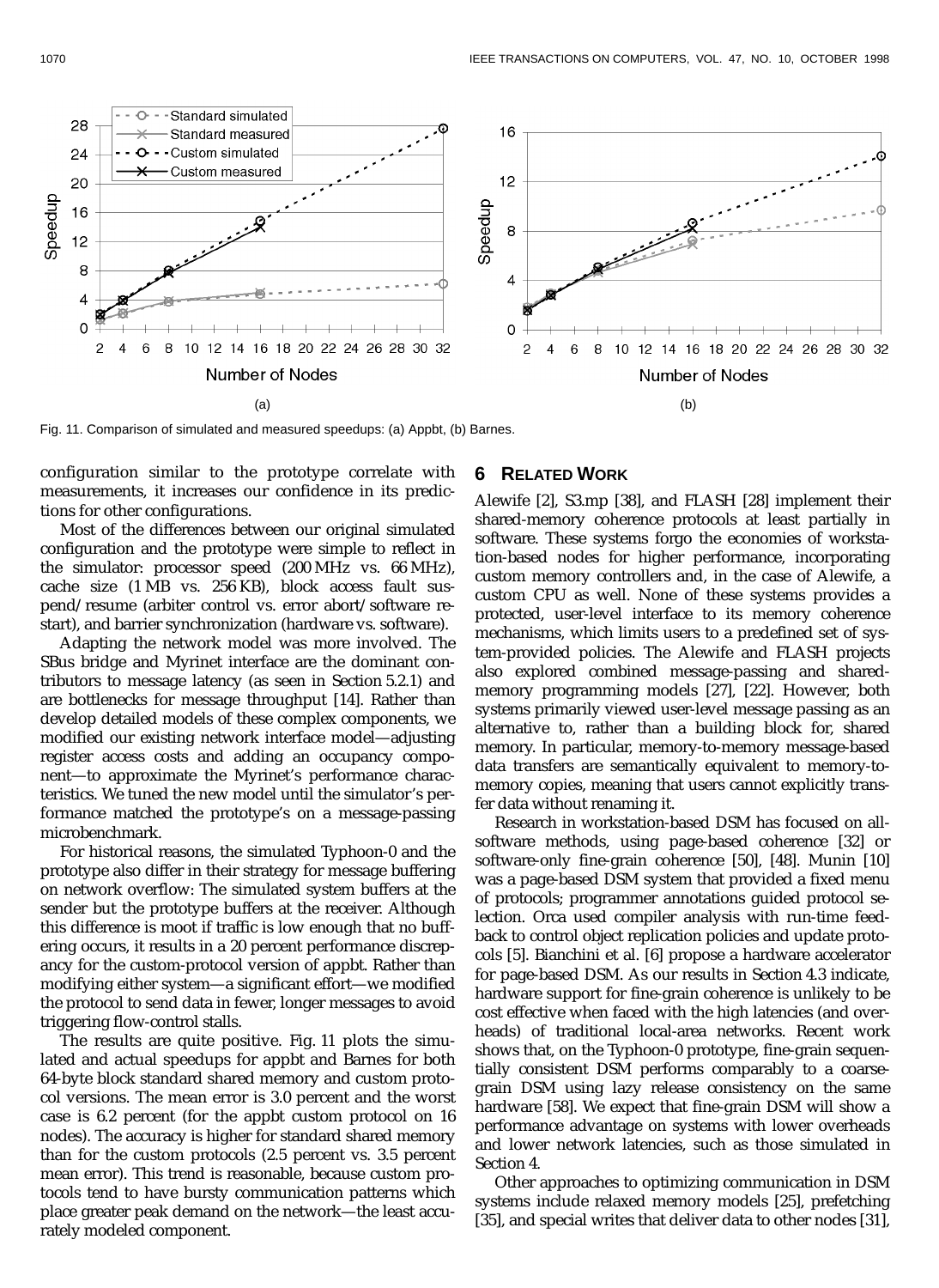Fig. 11. Comparison of simulated and measured speedups: (a) Appbt, (b) Barnes.

configuration similar to the prototype correlate with measurements, it increases our confidence in its predictions for other configurations.

Most of the differences between our original simulated configuration and the prototype were simple to reflect in the simulator: processor speed (200 MHz vs. 66 MHz), cache size (1 MB vs. 256 KB), block access fault suspend/resume (arbiter control vs. error abort/software restart), and barrier synchronization (hardware vs. software).

Adapting the network model was more involved. The SBus bridge and Myrinet interface are the dominant contributors to message latency (as seen in Section 5.2.1) and are bottlenecks for message throughput [14]. Rather than develop detailed models of these complex components, we modified our existing network interface model—adjusting register access costs and adding an occupancy component—to approximate the Myrinet's performance characteristics. We tuned the new model until the simulator's performance matched the prototype's on a message-passing microbenchmark.

For historical reasons, the simulated Typhoon-0 and the prototype also differ in their strategy for message buffering on network overflow: The simulated system buffers at the sender but the prototype buffers at the receiver. Although this difference is moot if traffic is low enough that no buffering occurs, it results in a 20 percent performance discrepancy for the custom-protocol version of appbt. Rather than modifying either system—a significant effort—we modified the protocol to send data in fewer, longer messages to avoid triggering flow-control stalls.

The results are quite positive. Fig. 11 plots the simulated and actual speedups for appbt and Barnes for both 64-byte block standard shared memory and custom protocol versions. The mean error is 3.0 percent and the worst case is 6.2 percent (for the appbt custom protocol on 16 nodes). The accuracy is higher for standard shared memory than for the custom protocols (2.5 percent vs. 3.5 percent mean error). This trend is reasonable, because custom protocols tend to have bursty communication patterns which place greater peak demand on the network—the least accurately modeled component.

## 6 Related Work

Alewife [2], S3.mp [38], and FLASH [28] implement their shared-memory coherence protocols at least partially in software. These systems forgo the economies of workstation-based nodes for higher performance, incorporating custom memory controllers and, in the case of Alewife, a custom CPU as well. None of these systems provides a protected, user-level interface to its memory coherence mechanisms, which limits users to a predefined set of system-provided policies. The Alewife and FLASH projects also explored combined message-passing and shared-memory programming models [27], [22]. However, both systems primarily viewed user-level message passing as an alternative to, rather than a building block for, shared memory. In particular, memory-to-memory message-based data transfers are semantically equivalent to memory-to-memory copies, meaning that users cannot explicitly transfer data without renaming it.

Research in workstation-based DSM has focused on all-software methods, using page-based coherence [32] or software-only fine-grain coherence [50], [48]. Munin [10] was a page-based DSM system that provided a fixed menu of protocols; programmer annotations guided protocol selection. Orca used compiler analysis with run-time feedback to control object replication policies and update protocols [5]. Bianchini et al. [6] propose a hardware accelerator for page-based DSM. As our results in Section 4.3 indicate, hardware support for fine-grain coherence is unlikely to be cost effective when faced with the high latencies (and overheads) of traditional local-area networks. Recent work shows that, on the Typhoon-0 prototype, fine-grain sequentially consistent DSM performs comparably to a coarse-grain DSM using lazy release consistency on the same hardware [58]. We expect that fine-grain DSM will show a performance advantage on systems with lower overheads and lower network latencies, such as those simulated in Section 4.

Other approaches to optimizing communication in DSM systems include relaxed memory models [25], prefetching [35], and special writes that deliver data to other nodes [31],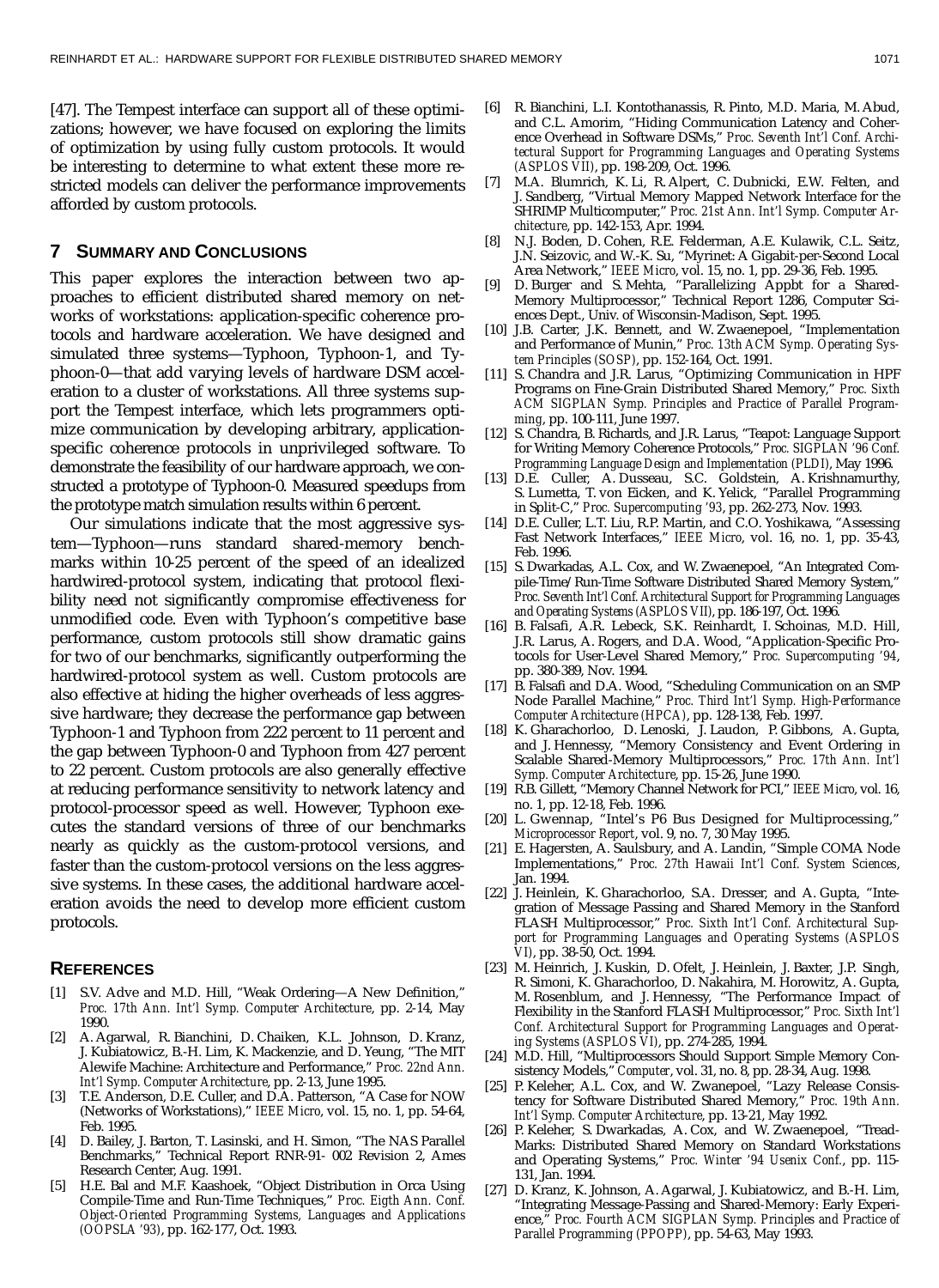[47]. The Tempest interface can support all of these optimizations; however, we have focused on exploring the limits of optimization by using fully custom protocols. It would be interesting to determine to what extent these more restricted models can deliver the performance improvements afforded by custom protocols.

## 7 Summary and Conclusions

This paper explores the interaction between two approaches to efficient distributed shared memory on networks of workstations: application-specific coherence protocols and hardware acceleration. We have designed and simulated three systems—Typhoon, Typhoon-1, and Typhoon-0—that add varying levels of hardware DSM acceleration to a cluster of workstations. All three systems support the Tempest interface, which lets programmers optimize communication by developing arbitrary, application-specific coherence protocols in unprivileged software. To demonstrate the feasibility of our hardware approach, we constructed a prototype of Typhoon-0. Measured speedups from the prototype match simulation results within 6 percent.

Our simulations indicate that the most aggressive system—Typhoon—runs standard shared-memory benchmarks within 10-25 percent of the speed of an idealized hardwired-protocol system, indicating that protocol flexibility need not significantly compromise effectiveness for unmodified code. Even with Typhoon's competitive base performance, custom protocols still show dramatic gains for two of our benchmarks, significantly outperforming the hardwired-protocol system as well. Custom protocols are also effective at hiding the higher overheads of less aggressive hardware; they decrease the performance gap between Typhoon-1 and Typhoon from 222 percent to 11 percent and the gap between Typhoon-0 and Typhoon from 427 percent to 22 percent. Custom protocols are also generally effective at reducing performance sensitivity to network latency and protocol-processor speed as well. However, Typhoon executes the standard versions of three of our benchmarks nearly as quickly as the custom-protocol versions, and faster than the custom-protocol versions on the less aggressive systems. In these cases, the additional hardware acceleration avoids the need to develop more efficient custom protocols.

## References

[1] S.V. Adve and M.D. Hill, "Weak Ordering—A New Definition," *Proc. 17th Ann. Int'l Symp. Computer Architecture*, pp. 2-14, May 1990.

[2] A. Agarwal, R. Bianchini, D. Chaiken, K.L. Johnson, D. Kranz, J. Kubiatowicz, B.-H. Lim, K. Mackenzie, and D. Yeung, "The MIT Alewife Machine: Architecture and Performance," *Proc. 22nd Ann. Int'l Symp. Computer Architecture*, pp. 2-13, June 1995.

[3] T.E. Anderson, D.E. Culler, and D.A. Patterson, "A Case for NOW (Networks of Workstations)," *IEEE Micro*, vol. 15, no. 1, pp. 54-64, Feb. 1995.

[4] D. Bailey, J. Barton, T. Lasinski, and H. Simon, "The NAS Parallel Benchmarks," Technical Report RNR-91- 002 Revision 2, Ames Research Center, Aug. 1991.

[5] H.E. Bal and M.F. Kaashoek, "Object Distribution in Orca Using Compile-Time and Run-Time Techniques," *Proc. Eigth Ann. Conf. Object-Oriented Programming Systems, Languages and Applications (OOPSLA '93)*, pp. 162-177, Oct. 1993.

[6] R. Bianchini, L.I. Kontothanassis, R. Pinto, M.D. Maria, M. Abud, and C.L. Amorim, "Hiding Communication Latency and Coherence Overhead in Software DSMs," *Proc. Seventh Int'l Conf. Architectural Support for Programming Languages and Operating Systems (ASPLOS VII)*, pp. 198-209, Oct. 1996.

[7] M.A. Blumrich, K. Li, R. Alpert, C. Dubnicki, E.W. Felten, and J. Sandberg, "Virtual Memory Mapped Network Interface for the SHRIMP Multicomputer," *Proc. 21st Ann. Int'l Symp. Computer Architecture*, pp. 142-153, Apr. 1994.

[8] N.J. Boden, D. Cohen, R.E. Felderman, A.E. Kulawik, C.L. Seitz, J.N. Seizovic, and W.-K. Su, "Myrinet: A Gigabit-per-Second Local Area Network," *IEEE Micro*, vol. 15, no. 1, pp. 29-36, Feb. 1995.

[9] D. Burger and S. Mehta, "Parallelizing Appbt for a Shared-Memory Multiprocessor," Technical Report 1286, Computer Sciences Dept., Univ. of Wisconsin-Madison, Sept. 1995.

[10] J.B. Carter, J.K. Bennett, and W. Zwaenepoel, "Implementation and Performance of Munin," *Proc. 13th ACM Symp. Operating System Principles (SOSP)*, pp. 152-164, Oct. 1991.

[11] S. Chandra and J.R. Larus, "Optimizing Communication in HPF Programs on Fine-Grain Distributed Shared Memory," *Proc. Sixth ACM SIGPLAN Symp. Principles and Practice of Parallel Programming*, pp. 100-111, June 1997.

[12] S. Chandra, B. Richards, and J.R. Larus, "Teapot: Language Support for Writing Memory Coherence Protocols," *Proc. SIGPLAN '96 Conf. Programming Language Design and Implementation (PLDI)*, May 1996.

[13] D.E. Culler, A. Dusseau, S.C. Goldstein, A. Krishnamurthy, S. Lumetta, T. von Eicken, and K. Yelick, "Parallel Programming in Split-C," *Proc. Supercomputing '93*, pp. 262-273, Nov. 1993.

[14] D.E. Culler, L.T. Liu, R.P. Martin, and C.O. Yoshikawa, "Assessing Fast Network Interfaces," *IEEE Micro*, vol. 16, no. 1, pp. 35-43, Feb. 1996.

[15] S. Dwarkadas, A.L. Cox, and W. Zwaenepoel, "An Integrated Compile-Time/Run-Time Software Distributed Shared Memory System," *Proc. Seventh Int'l Conf. Architectural Support for Programming Languages and Operating Systems (ASPLOS VII)*, pp. 186-197, Oct. 1996.

[16] B. Falsafi, A.R. Lebeck, S.K. Reinhardt, I. Schoinas, M.D. Hill, J.R. Larus, A. Rogers, and D.A. Wood, "Application-Specific Protocols for User-Level Shared Memory," *Proc. Supercomputing '94*, pp. 380-389, Nov. 1994.

[17] B. Falsafi and D.A. Wood, "Scheduling Communication on an SMP Node Parallel Machine," *Proc. Third Int'l Symp. High-Performance Computer Architecture (HPCA)*, pp. 128-138, Feb. 1997.

[18] K. Gharachorloo, D. Lenoski, J. Laudon, P. Gibbons, A. Gupta, and J. Hennessy, "Memory Consistency and Event Ordering in Scalable Shared-Memory Multiprocessors," *Proc. 17th Ann. Int'l Symp. Computer Architecture*, pp. 15-26, June 1990.

[19] R.B. Gillett, "Memory Channel Network for PCI," *IEEE Micro*, vol. 16, no. 1, pp. 12-18, Feb. 1996.

[20] L. Gwennap, "Intel's P6 Bus Designed for Multiprocessing," *Microprocessor Report*, vol. 9, no. 7, 30 May 1995.

[21] E. Hagersten, A. Saulsbury, and A. Landin, "Simple COMA Node Implementations," *Proc. 27th Hawaii Int'l Conf. System Sciences*, Jan. 1994.

[22] J. Heinlein, K. Gharachorloo, S.A. Dresser, and A. Gupta, "Integration of Message Passing and Shared Memory in the Stanford FLASH Multiprocessor," *Proc. Sixth Int'l Conf. Architectural Support for Programming Languages and Operating Systems (ASPLOS VI)*, pp. 38-50, Oct. 1994.

[23] M. Heinrich, J. Kuskin, D. Ofelt, J. Heinlein, J. Baxter, J.P. Singh, R. Simoni, K. Gharachorloo, D. Nakahira, M. Horowitz, A. Gupta, M. Rosenblum, and J. Hennessy, "The Performance Impact of Flexibility in the Stanford FLASH Multiprocessor," *Proc. Sixth Int'l Conf. Architectural Support for Programming Languages and Operating Systems (ASPLOS VI)*, pp. 274-285, 1994.

[24] M.D. Hill, "Multiprocessors Should Support Simple Memory Consistency Models," *Computer*, vol. 31, no. 8, pp. 28-34, Aug. 1998.

[25] P. Keleher, A.L. Cox, and W. Zwanepoel, "Lazy Release Consistency for Software Distributed Shared Memory," *Proc. 19th Ann. Int'l Symp. Computer Architecture*, pp. 13-21, May 1992.

[26] P. Keleher, S. Dwarkadas, A. Cox, and W. Zwaenepoel, "TreadMarks: Distributed Shared Memory on Standard Workstations and Operating Systems," *Proc. Winter '94 Usenix Conf.*, pp. 115-131, Jan. 1994.

[27] D. Kranz, K. Johnson, A. Agarwal, J. Kubiatowicz, and B.-H. Lim, "Integrating Message-Passing and Shared-Memory: Early Experience," *Proc. Fourth ACM SIGPLAN Symp. Principles and Practice of Parallel Programming (PPOPP)*, pp. 54-63, May 1993.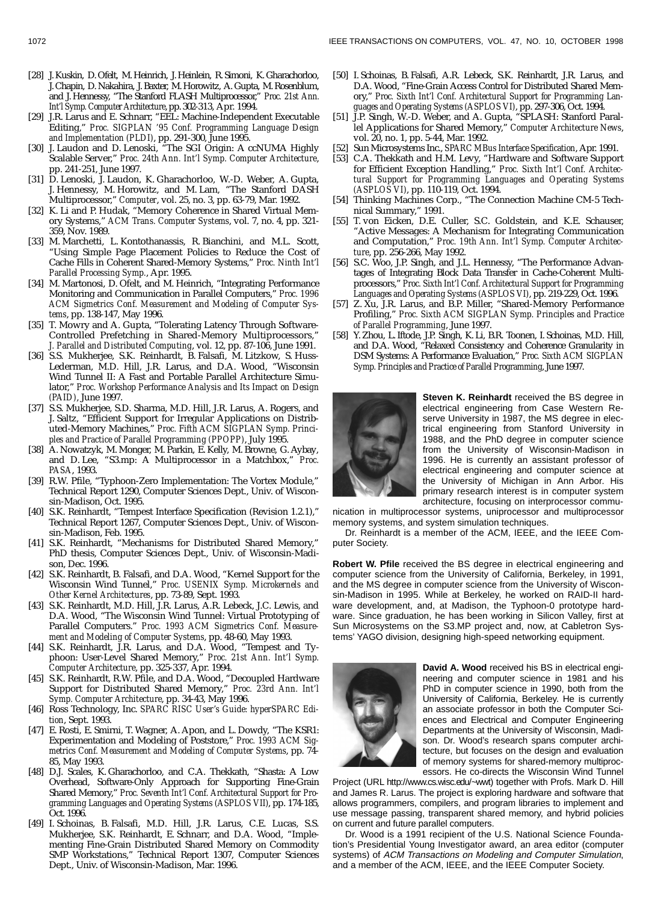[28] J. Kuskin, D. Ofelt, M. Heinrich, J. Heinlein, R. Simoni, K. Gharachorloo, J. Chapin, D. Nakahira, J. Baxter, M. Horowitz, A. Gupta, M. Rosenblum, and J. Hennessy, "The Stanford FLASH Multiprocessor," *Proc. 21st Ann. Int'l Symp. Computer Architecture*, pp. 302-313, Apr. 1994.

[29] J.R. Larus and E. Schnarr, "EEL: Machine-Independent Executable Editing," *Proc. SIGPLAN '95 Conf. Programming Language Design and Implementation (PLDI)*, pp. 291-300, June 1995.

[30] J. Laudon and D. Lenoski, "The SGI Origin: A ccNUMA Highly Scalable Server," *Proc. 24th Ann. Int'l Symp. Computer Architecture*, pp. 241-251, June 1997.

[31] D. Lenoski, J. Laudon, K. Gharachorloo, W.-D. Weber, A. Gupta, J. Hennessy, M. Horowitz, and M. Lam, "The Stanford DASH Multiprocessor," *Computer*, vol. 25, no. 3, pp. 63-79, Mar. 1992.

[32] K. Li and P. Hudak, "Memory Coherence in Shared Virtual Memory Systems," *ACM Trans. Computer Systems*, vol. 7, no. 4, pp. 321-359, Nov. 1989.

[33] M. Marchetti, L. Kontothanassis, R. Bianchini, and M.L. Scott, "Using Simple Page Placement Policies to Reduce the Cost of Cache Fills in Coherent Shared-Memory Systems," *Proc. Ninth Int'l Parallel Processing Symp.*, Apr. 1995.

[34] M. Martonosi, D. Ofelt, and M. Heinrich, "Integrating Performance Monitoring and Communication in Parallel Computers," *Proc. 1996 ACM Sigmetrics Conf. Measurement and Modeling of Computer Systems*, pp. 138-147, May 1996.

[35] T. Mowry and A. Gupta, "Tolerating Latency Through Software-Controlled Prefetching in Shared-Memory Multiprocessors," *J. Parallel and Distributed Computing*, vol. 12, pp. 87-106, June 1991.

[36] S.S. Mukherjee, S.K. Reinhardt, B. Falsafi, M. Litzkow, S. Huss-Lederman, M.D. Hill, J.R. Larus, and D.A. Wood, "Wisconsin Wind Tunnel II: A Fast and Portable Parallel Architecture Simulator," *Proc. Workshop Performance Analysis and Its Impact on Design (PAID)*, June 1997.

[37] S.S. Mukherjee, S.D. Sharma, M.D. Hill, J.R. Larus, A. Rogers, and J. Saltz, "Efficient Support for Irregular Applications on Distributed-Memory Machines," *Proc. Fifth ACM SIGPLAN Symp. Principles and Practice of Parallel Programming (PPOPP)*, July 1995.

[38] A. Nowatzyk, M. Monger, M. Parkin, E. Kelly, M. Browne, G. Aybay, and D. Lee, "S3.mp: A Multiprocessor in a Matchbox," *Proc. PASA*, 1993.

[39] R.W. Pfile, "Typhoon-Zero Implementation: The Vortex Module," Technical Report 1290, Computer Sciences Dept., Univ. of Wisconsin-Madison, Oct. 1995.

[40] S.K. Reinhardt, "Tempest Interface Specification (Revision 1.2.1)," Technical Report 1267, Computer Sciences Dept., Univ. of Wisconsin-Madison, Feb. 1995.

[41] S.K. Reinhardt, "Mechanisms for Distributed Shared Memory," PhD thesis, Computer Sciences Dept., Univ. of Wisconsin-Madison, Dec. 1996.

[42] S.K. Reinhardt, B. Falsafi, and D.A. Wood, "Kernel Support for the Wisconsin Wind Tunnel," *Proc. USENIX Symp. Microkernels and Other Kernel Architectures*, pp. 73-89, Sept. 1993.

[43] S.K. Reinhardt, M.D. Hill, J.R. Larus, A.R. Lebeck, J.C. Lewis, and D.A. Wood, "The Wisconsin Wind Tunnel: Virtual Prototyping of Parallel Computers." *Proc. 1993 ACM Sigmetrics Conf. Measurement and Modeling of Computer Systems*, pp. 48-60, May 1993.

[44] S.K. Reinhardt, J.R. Larus, and D.A. Wood, "Tempest and Typhoon: User-Level Shared Memory," *Proc. 21st Ann. Int'l Symp. Computer Architecture*, pp. 325-337, Apr. 1994.

[45] S.K. Reinhardt, R.W. Pfile, and D.A. Wood, "Decoupled Hardware Support for Distributed Shared Memory," *Proc. 23rd Ann. Int'l Symp. Computer Architecture*, pp. 34-43, May 1996.

[46] Ross Technology, Inc. *SPARC RISC User's Guide: hyperSPARC Edition*, Sept. 1993.

[47] E. Rosti, E. Smirni, T. Wagner, A. Apon, and L. Dowdy, "The KSR1: Experimentation and Modeling of Poststore," *Proc. 1993 ACM Sigmetrics Conf. Measurement and Modeling of Computer Systems*, pp. 74-85, May 1993.

[48] D.J. Scales, K. Gharachorloo, and C.A. Thekkath, "Shasta: A Low Overhead, Software-Only Approach for Supporting Fine-Grain Shared Memory," *Proc. Seventh Int'l Conf. Architectural Support for Programming Languages and Operating Systems (ASPLOS VII)*, pp. 174-185, Oct. 1996.

[49] I. Schoinas, B. Falsafi, M.D. Hill, J.R. Larus, C.E. Lucas, S.S. Mukherjee, S.K. Reinhardt, E. Schnarr, and D.A. Wood, "Implementing Fine-Grain Distributed Shared Memory on Commodity SMP Workstations," Technical Report 1307, Computer Sciences Dept., Univ. of Wisconsin-Madison, Mar. 1996.

[50] I. Schoinas, B. Falsafi, A.R. Lebeck, S.K. Reinhardt, J.R. Larus, and D.A. Wood, "Fine-Grain Access Control for Distributed Shared Memory," *Proc. Sixth Int'l Conf. Architectural Support for Programming Languages and Operating Systems (ASPLOS VI)*, pp. 297-306, Oct. 1994.

[51] J.P. Singh, W.-D. Weber, and A. Gupta, "SPLASH: Stanford Parallel Applications for Shared Memory," *Computer Architecture News*, vol. 20, no. 1, pp. 5-44, Mar. 1992.

[52] Sun Microsystems Inc., *SPARC MBus Interface Specification*, Apr. 1991.

[53] C.A. Thekkath and H.M. Levy, "Hardware and Software Support for Efficient Exception Handling," *Proc. Sixth Int'l Conf. Architectural Support for Programming Languages and Operating Systems (ASPLOS VI)*, pp. 110-119, Oct. 1994.

[54] Thinking Machines Corp., "The Connection Machine CM-5 Technical Summary," 1991.

[55] T. von Eicken, D.E. Culler, S.C. Goldstein, and K.E. Schauser, "Active Messages: A Mechanism for Integrating Communication and Computation," *Proc. 19th Ann. Int'l Symp. Computer Architecture*, pp. 256-266, May 1992.

[56] S.C. Woo, J.P. Singh, and J.L. Hennessy, "The Performance Advantages of Integrating Block Data Transfer in Cache-Coherent Multiprocessors," *Proc. Sixth Int'l Conf. Architectural Support for Programming Languages and Operating Systems (ASPLOS VI)*, pp. 219-229, Oct. 1996.

[57] Z. Xu, J.R. Larus, and B.P. Miller, "Shared-Memory Performance Profiling," *Proc. Sixth ACM SIGPLAN Symp. Principles and Practice of Parallel Programming*, June 1997.

[58] Y. Zhou, L. Iftode, J.P. Singh, K. Li, B.R. Toonen, I. Schoinas, M.D. Hill, and D.A. Wood, "Relaxed Consistency and Coherence Granularity in DSM Systems: A Performance Evaluation," *Proc. Sixth ACM SIGPLAN Symp. Principles and Practice of Parallel Programming*, June 1997.

**Steven K. Reinhardt** received the BS degree in electrical engineering from Case Western Reserve University in 1987, the MS degree in electrical engineering from Stanford University in 1988, and the PhD degree in computer science from the University of Wisconsin-Madison in 1996. He is currently an assistant professor of electrical engineering and computer science at the University of Michigan in Ann Arbor. His primary research interest is in computer system architecture, focusing on interprocessor communication in multiprocessor systems, uniprocessor and multiprocessor memory systems, and system simulation techniques.

Dr. Reinhardt is a member of the ACM, IEEE, and the IEEE Computer Society.

**Robert W. Pfile** received the BS degree in electrical engineering and computer science from the University of California, Berkeley, in 1991, and the MS degree in computer science from the University of Wisconsin-Madison in 1995. While at Berkeley, he worked on RAID-II hardware development, and, at Madison, the Typhoon-0 prototype hardware. Since graduation, he has been working in Silicon Valley, first at Sun Microsystems on the S3.MP project and, now, at Cabletron Systems' YAGO division, designing high-speed networking equipment.

**David A. Wood** received his BS in electrical engineering and computer science in 1981 and his PhD in computer science in 1990, both from the University of California, Berkeley. He is currently an associate professor in both the Computer Sciences and Electrical and Computer Engineering Departments at the University of Wisconsin, Madison. Dr. Wood's research spans computer architecture, but focuses on the design and evaluation of memory systems for shared-memory multiprocessors. He co-directs the Wisconsin Wind Tunnel Project (URL http://www.cs.wisc.edu/~wwt) together with Profs. Mark D. Hill and James R. Larus. The project is exploring hardware and software that allows programmers, compilers, and program libraries to implement and use message passing, transparent shared memory, and hybrid policies on current and future parallel computers.

Dr. Wood is a 1991 recipient of the U.S. National Science Foundation's Presidential Young Investigator award, an area editor (computer systems) of *ACM Transactions on Modeling and Computer Simulation*, and a member of the ACM, IEEE, and the IEEE Computer Society.